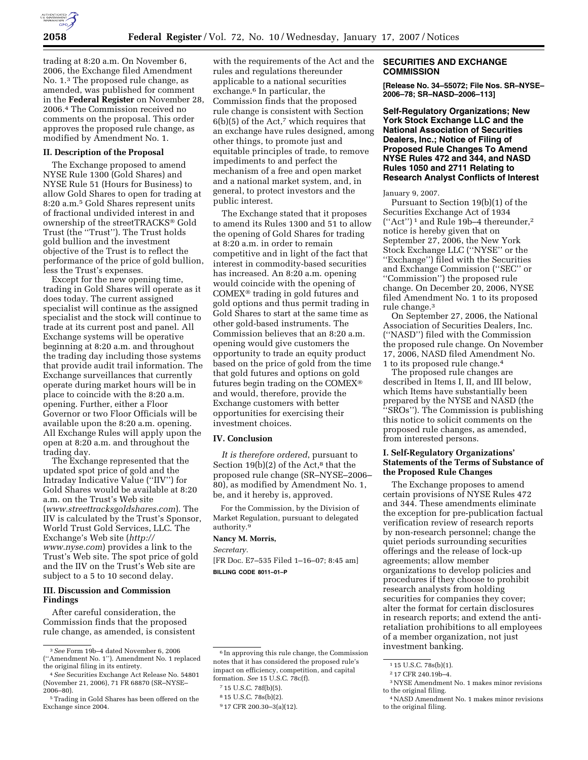trading at 8:20 a.m. On November 6, 2006, the Exchange filed Amendment No. 1.[3] The proposed rule change, as amended, was published for comment in the **Federal Register** on November 28, 2006.[4] The Commission received no comments on the proposal. This order approves the proposed rule change, as modified by Amendment No. 1.

## II. Description of the Proposal

The Exchange proposed to amend NYSE Rule 1300 (Gold Shares) and NYSE Rule 51 (Hours for Business) to allow Gold Shares to open for trading at 8:20 a.m.[5] Gold Shares represent units of fractional undivided interest in and ownership of the streetTRACKS® Gold Trust (the ''Trust''). The Trust holds gold bullion and the investment objective of the Trust is to reflect the performance of the price of gold bullion, less the Trust's expenses.

Except for the new opening time, trading in Gold Shares will operate as it does today. The current assigned specialist will continue as the assigned specialist and the stock will continue to trade at its current post and panel. All Exchange systems will be operative beginning at 8:20 a.m. and throughout the trading day including those systems that provide audit trail information. The Exchange surveillances that currently operate during market hours will be in place to coincide with the 8:20 a.m. opening. Further, either a Floor Governor or two Floor Officials will be available upon the 8:20 a.m. opening. All Exchange Rules will apply upon the open at 8:20 a.m. and throughout the trading day.

The Exchange represented that the updated spot price of gold and the Intraday Indicative Value (''IIV'') for Gold Shares would be available at 8:20 a.m. on the Trust's Web site (*www.streettracksgoldshares.com*). The IIV is calculated by the Trust's Sponsor, World Trust Gold Services, LLC. The Exchange's Web site (*http://www.nyse.com*) provides a link to the Trust's Web site. The spot price of gold and the IIV on the Trust's Web site are subject to a 5 to 10 second delay.

## III. Discussion and Commission Findings

After careful consideration, the Commission finds that the proposed rule change, as amended, is consistent with the requirements of the Act and the rules and regulations thereunder applicable to a national securities exchange.[6] In particular, the Commission finds that the proposed rule change is consistent with Section 6(b)(5) of the Act,[7] which requires that an exchange have rules designed, among other things, to promote just and equitable principles of trade, to remove impediments to and perfect the mechanism of a free and open market and a national market system, and, in general, to protect investors and the public interest.

The Exchange stated that it proposes to amend its Rules 1300 and 51 to allow the opening of Gold Shares for trading at 8:20 a.m. in order to remain competitive and in light of the fact that interest in commodity-based securities has increased. An 8:20 a.m. opening would coincide with the opening of COMEX® trading in gold futures and gold options and thus permit trading in Gold Shares to start at the same time as other gold-based instruments. The Commission believes that an 8:20 a.m. opening would give customers the opportunity to trade an equity product based on the price of gold from the time that gold futures and options on gold futures begin trading on the COMEX® and would, therefore, provide the Exchange customers with better opportunities for exercising their investment choices.

## IV. Conclusion

*It is therefore ordered*, pursuant to Section 19(b)(2) of the Act,[8] that the proposed rule change (SR–NYSE–2006–80), as modified by Amendment No. 1, be, and it hereby is, approved.

For the Commission, by the Division of Market Regulation, pursuant to delegated authority.[9]

**Nancy M. Morris,**

*Secretary.*

[FR Doc. E7–535 Filed 1–16–07; 8:45 am]

**BILLING CODE 8011–01–P**

[3] *See* Form 19b–4 dated November 6, 2006 (''Amendment No. 1''). Amendment No. 1 replaced the original filing in its entirety.

[4] *See* Securities Exchange Act Release No. 54801 (November 21, 2006), 71 FR 68870 (SR–NYSE–2006–80).

[5] Trading in Gold Shares has been offered on the Exchange since 2004.

[6] In approving this rule change, the Commission notes that it has considered the proposed rule's impact on efficiency, competition, and capital formation. *See* 15 U.S.C. 78c(f).

[7] 15 U.S.C. 78f(b)(5).

[8] 15 U.S.C. 78s(b)(2).

[9] 17 CFR 200.30–3(a)(12).

## SECURITIES AND EXCHANGE COMMISSION

**[Release No. 34–55072; File Nos. SR–NYSE–2006–78; SR–NASD–2006–113]**

### Self-Regulatory Organizations; New York Stock Exchange LLC and the National Association of Securities Dealers, Inc.; Notice of Filing of Proposed Rule Changes To Amend NYSE Rules 472 and 344, and NASD Rules 1050 and 2711 Relating to Research Analyst Conflicts of Interest

January 9, 2007.

Pursuant to Section 19(b)(1) of the Securities Exchange Act of 1934 (''Act'')[1] and Rule 19b–4 thereunder,[2] notice is hereby given that on September 27, 2006, the New York Stock Exchange LLC (''NYSE'' or the ''Exchange'') filed with the Securities and Exchange Commission (''SEC'' or ''Commission'') the proposed rule change. On December 20, 2006, NYSE filed Amendment No. 1 to its proposed rule change.[3]

On September 27, 2006, the National Association of Securities Dealers, Inc. (''NASD'') filed with the Commission the proposed rule change. On November 17, 2006, NASD filed Amendment No. 1 to its proposed rule change.[4]

The proposed rule changes are described in Items I, II, and III below, which Items have substantially been prepared by the NYSE and NASD (the ''SROs''). The Commission is publishing this notice to solicit comments on the proposed rule changes, as amended, from interested persons.

### I. Self-Regulatory Organizations' Statements of the Terms of Substance of the Proposed Rule Changes

The Exchange proposes to amend certain provisions of NYSE Rules 472 and 344. These amendments eliminate the exception for pre-publication factual verification review of research reports by non-research personnel; change the quiet periods surrounding securities offerings and the release of lock-up agreements; allow member organizations to develop policies and procedures if they choose to prohibit research analysts from holding securities for companies they cover; alter the format for certain disclosures in research reports; and extend the anti-retaliation prohibitions to all employees of a member organization, not just investment banking.

[1] 15 U.S.C. 78s(b)(1).

[2] 17 CFR 240.19b–4.

[3] NYSE Amendment No. 1 makes minor revisions to the original filing.

[4] NASD Amendment No. 1 makes minor revisions to the original filing.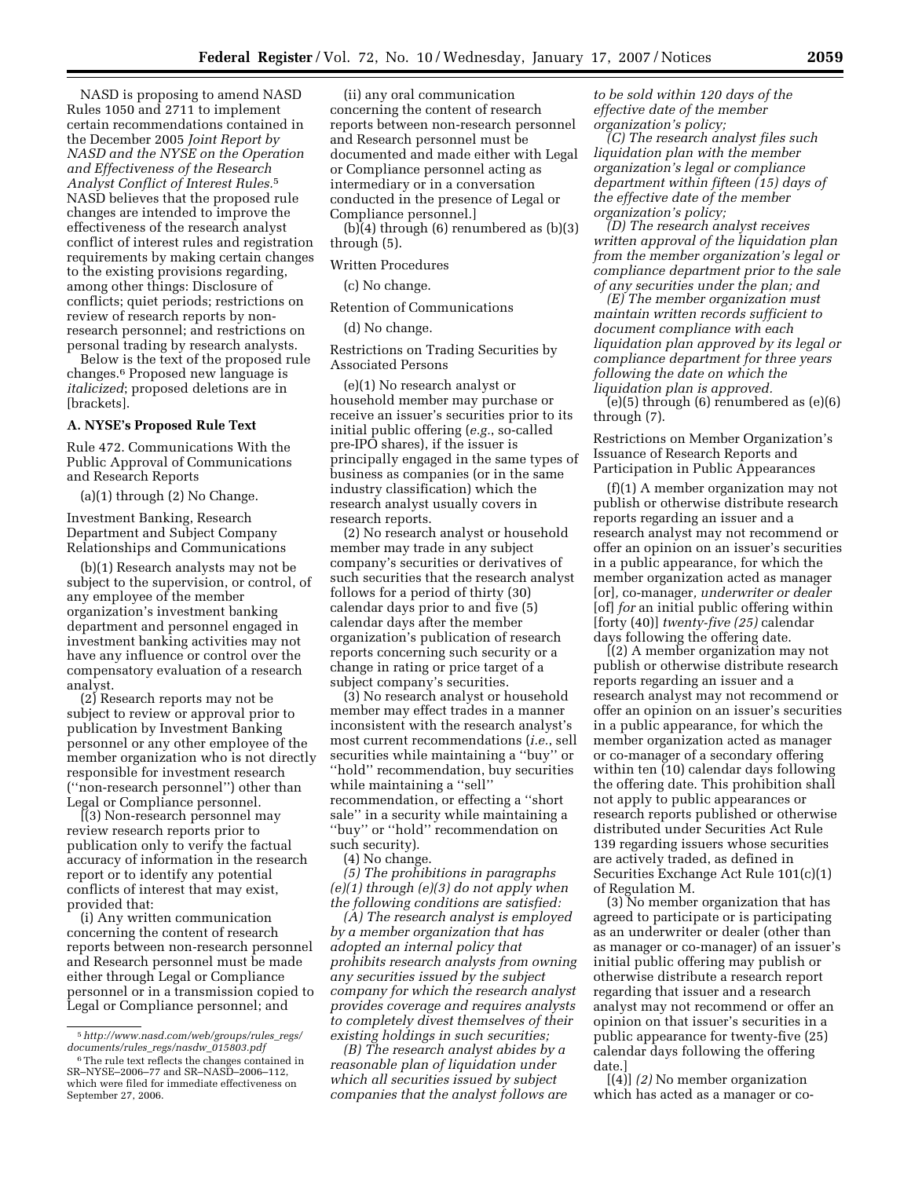NASD is proposing to amend NASD Rules 1050 and 2711 to implement certain recommendations contained in the December 2005 *Joint Report by NASD and the NYSE on the Operation and Effectiveness of the Research Analyst Conflict of Interest Rules*.[5] NASD believes that the proposed rule changes are intended to improve the effectiveness of the research analyst conflict of interest rules and registration requirements by making certain changes to the existing provisions regarding, among other things: Disclosure of conflicts; quiet periods; restrictions on review of research reports by non-research personnel; and restrictions on personal trading by research analysts.

Below is the text of the proposed rule changes.[6] Proposed new language is *italicized*; proposed deletions are in [brackets].

**A. NYSE's Proposed Rule Text**

Rule 472. Communications With the Public Approval of Communications and Research Reports

(a)(1) through (2) No Change.

Investment Banking, Research Department and Subject Company Relationships and Communications

(b)(1) Research analysts may not be subject to the supervision, or control, of any employee of the member organization's investment banking department and personnel engaged in investment banking activities may not have any influence or control over the compensatory evaluation of a research analyst.

(2) Research reports may not be subject to review or approval prior to publication by Investment Banking personnel or any other employee of the member organization who is not directly responsible for investment research (''non-research personnel'') other than Legal or Compliance personnel.

[(3) Non-research personnel may review research reports prior to publication only to verify the factual accuracy of information in the research report or to identify any potential conflicts of interest that may exist, provided that:

(i) Any written communication concerning the content of research reports between non-research personnel and Research personnel must be made either through Legal or Compliance personnel or in a transmission copied to Legal or Compliance personnel; and

(ii) any oral communication concerning the content of research reports between non-research personnel and Research personnel must be documented and made either with Legal or Compliance personnel acting as intermediary or in a conversation conducted in the presence of Legal or Compliance personnel.]

(b)(4) through (6) renumbered as (b)(3) through (5).

Written Procedures

(c) No change.

Retention of Communications

(d) No change.

Restrictions on Trading Securities by Associated Persons

(e)(1) No research analyst or household member may purchase or receive an issuer's securities prior to its initial public offering (*e.g.*, so-called pre-IPO shares), if the issuer is principally engaged in the same types of business as companies (or in the same industry classification) which the research analyst usually covers in research reports.

(2) No research analyst or household member may trade in any subject company's securities or derivatives of such securities that the research analyst follows for a period of thirty (30) calendar days prior to and five (5) calendar days after the member organization's publication of research reports concerning such security or a change in rating or price target of a subject company's securities.

(3) No research analyst or household member may effect trades in a manner inconsistent with the research analyst's most current recommendations (*i.e.*, sell securities while maintaining a ''buy'' or ''hold'' recommendation, buy securities while maintaining a ''sell'' recommendation, or effecting a ''short sale'' in a security while maintaining a ''buy'' or ''hold'' recommendation on such security).

(4) No change.

*(5) The prohibitions in paragraphs (e)(1) through (e)(3) do not apply when the following conditions are satisfied:*

*(A) The research analyst is employed by a member organization that has adopted an internal policy that prohibits research analysts from owning any securities issued by the subject company for which the research analyst provides coverage and requires analysts to completely divest themselves of their existing holdings in such securities;*

*(B) The research analyst abides by a reasonable plan of liquidation under which all securities issued by subject companies that the analyst follows are to be sold within 120 days of the effective date of the member organization's policy;*

*(C) The research analyst files such liquidation plan with the member organization's legal or compliance department within fifteen (15) days of the effective date of the member organization's policy;*

*(D) The research analyst receives written approval of the liquidation plan from the member organization's legal or compliance department prior to the sale of any securities under the plan; and*

*(E) The member organization must maintain written records sufficient to document compliance with each liquidation plan approved by its legal or compliance department for three years following the date on which the liquidation plan is approved.*

(e)(5) through (6) renumbered as (e)(6) through (7).

Restrictions on Member Organization's Issuance of Research Reports and Participation in Public Appearances

(f)(1) A member organization may not publish or otherwise distribute research reports regarding an issuer and a research analyst may not recommend or offer an opinion on an issuer's securities in a public appearance, for which the member organization acted as manager [or]*,* co-manager*, underwriter or dealer* [of] *for* an initial public offering within [forty (40)] *twenty-five (25)* calendar days following the offering date.

[(2) A member organization may not publish or otherwise distribute research reports regarding an issuer and a research analyst may not recommend or offer an opinion on an issuer's securities in a public appearance, for which the member organization acted as manager or co-manager of a secondary offering within ten (10) calendar days following the offering date. This prohibition shall not apply to public appearances or research reports published or otherwise distributed under Securities Act Rule 139 regarding issuers whose securities are actively traded, as defined in Securities Exchange Act Rule 101(c)(1) of Regulation M.

(3) No member organization that has agreed to participate or is participating as an underwriter or dealer (other than as manager or co-manager) of an issuer's initial public offering may publish or otherwise distribute a research report regarding that issuer and a research analyst may not recommend or offer an opinion on that issuer's securities in a public appearance for twenty-five (25) calendar days following the offering date.]

[(4)] *(2)* No member organization which has acted as a manager or co-

[5] *http://www.nasd.com/web/groups/rules_regs/documents/rules_regs/nasdw_015803.pdf*

[6] The rule text reflects the changes contained in SR–NYSE–2006–77 and SR–NASD–2006–112, which were filed for immediate effectiveness on September 27, 2006.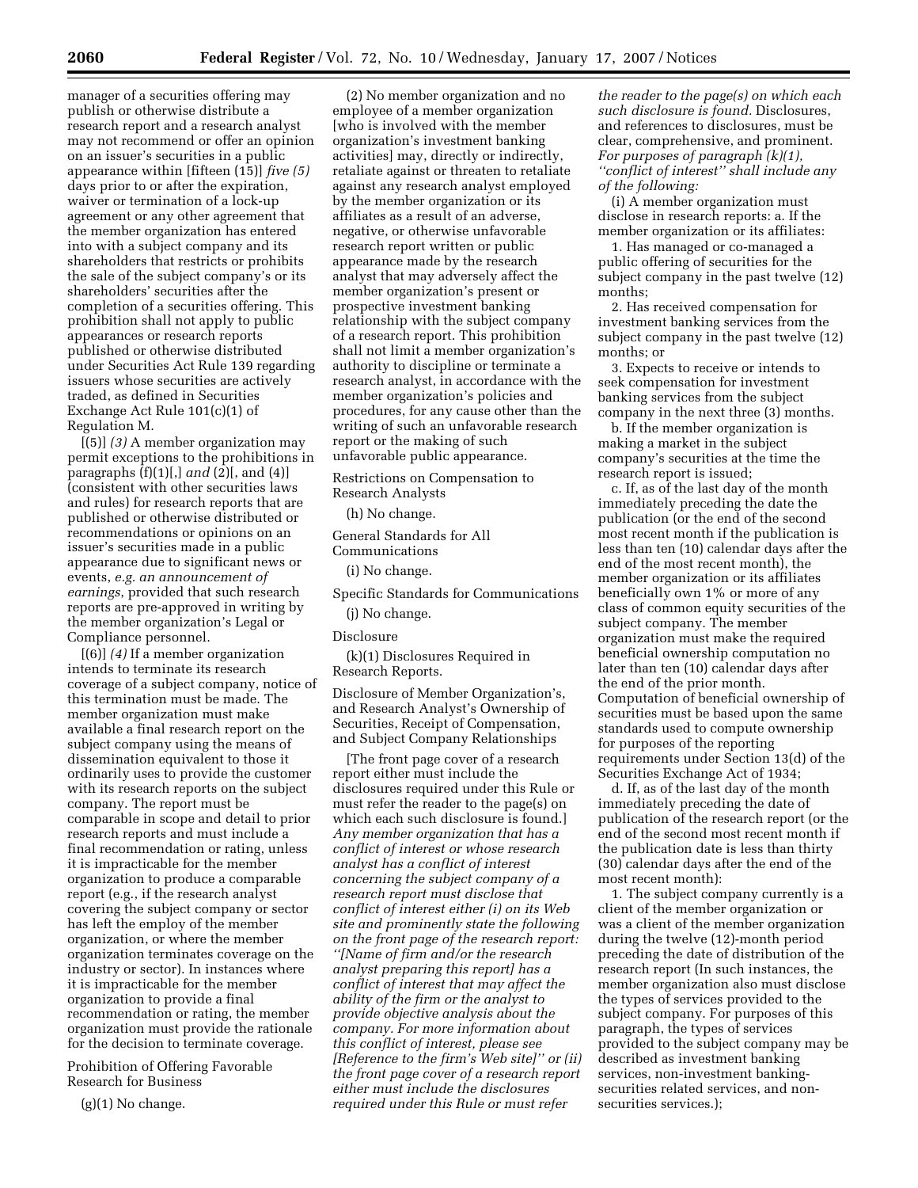manager of a securities offering may publish or otherwise distribute a research report and a research analyst may not recommend or offer an opinion on an issuer's securities in a public appearance within [fifteen (15)] *five (5)* days prior to or after the expiration, waiver or termination of a lock-up agreement or any other agreement that the member organization has entered into with a subject company and its shareholders that restricts or prohibits the sale of the subject company's or its shareholders' securities after the completion of a securities offering. This prohibition shall not apply to public appearances or research reports published or otherwise distributed under Securities Act Rule 139 regarding issuers whose securities are actively traded, as defined in Securities Exchange Act Rule 101(c)(1) of Regulation M.

[(5)] *(3)* A member organization may permit exceptions to the prohibitions in paragraphs (f)(1)[,] *and* (2)[, and (4)] (consistent with other securities laws and rules) for research reports that are published or otherwise distributed or recommendations or opinions on an issuer's securities made in a public appearance due to significant news or events, *e.g. an announcement of earnings*, provided that such research reports are pre-approved in writing by the member organization's Legal or Compliance personnel.

[(6)] *(4)* If a member organization intends to terminate its research coverage of a subject company, notice of this termination must be made. The member organization must make available a final research report on the subject company using the means of dissemination equivalent to those it ordinarily uses to provide the customer with its research reports on the subject company. The report must be comparable in scope and detail to prior research reports and must include a final recommendation or rating, unless it is impracticable for the member organization to produce a comparable report (e.g., if the research analyst covering the subject company or sector has left the employ of the member organization, or where the member organization terminates coverage on the industry or sector). In instances where it is impracticable for the member organization to provide a final recommendation or rating, the member organization must provide the rationale for the decision to terminate coverage.

Prohibition of Offering Favorable Research for Business

(g)(1) No change.

(2) No member organization and no employee of a member organization [who is involved with the member organization's investment banking activities] may, directly or indirectly, retaliate against or threaten to retaliate against any research analyst employed by the member organization or its affiliates as a result of an adverse, negative, or otherwise unfavorable research report written or public appearance made by the research analyst that may adversely affect the member organization's present or prospective investment banking relationship with the subject company of a research report. This prohibition shall not limit a member organization's authority to discipline or terminate a research analyst, in accordance with the member organization's policies and procedures, for any cause other than the writing of such an unfavorable research report or the making of such unfavorable public appearance.

Restrictions on Compensation to Research Analysts

(h) No change.

General Standards for All Communications

(i) No change.

Specific Standards for Communications

(j) No change.

Disclosure

(k)(1) Disclosures Required in Research Reports.

Disclosure of Member Organization's, and Research Analyst's Ownership of Securities, Receipt of Compensation, and Subject Company Relationships

[The front page cover of a research report either must include the disclosures required under this Rule or must refer the reader to the page(s) on which each such disclosure is found.] *Any member organization that has a conflict of interest or whose research analyst has a conflict of interest concerning the subject company of a research report must disclose that conflict of interest either (i) on its Web site and prominently state the following on the front page of the research report: ''[Name of firm and/or the research analyst preparing this report] has a conflict of interest that may affect the ability of the firm or the analyst to provide objective analysis about the company. For more information about this conflict of interest, please see [Reference to the firm's Web site]'' or (ii) the front page cover of a research report either must include the disclosures required under this Rule or must refer the reader to the page(s) on which each such disclosure is found.* Disclosures, and references to disclosures, must be clear, comprehensive, and prominent. *For purposes of paragraph (k)(1), ''conflict of interest'' shall include any of the following:*

(i) A member organization must disclose in research reports: a. If the member organization or its affiliates:

1. Has managed or co-managed a public offering of securities for the subject company in the past twelve (12) months;

2. Has received compensation for investment banking services from the subject company in the past twelve (12) months; or

3. Expects to receive or intends to seek compensation for investment banking services from the subject company in the next three (3) months.

b. If the member organization is making a market in the subject company's securities at the time the research report is issued;

c. If, as of the last day of the month immediately preceding the date the publication (or the end of the second most recent month if the publication is less than ten (10) calendar days after the end of the most recent month), the member organization or its affiliates beneficially own 1% or more of any class of common equity securities of the subject company. The member organization must make the required beneficial ownership computation no later than ten (10) calendar days after the end of the prior month. Computation of beneficial ownership of securities must be based upon the same standards used to compute ownership for purposes of the reporting requirements under Section 13(d) of the Securities Exchange Act of 1934;

d. If, as of the last day of the month immediately preceding the date of publication of the research report (or the end of the second most recent month if the publication date is less than thirty (30) calendar days after the end of the most recent month):

1. The subject company currently is a client of the member organization or was a client of the member organization during the twelve (12)-month period preceding the date of distribution of the research report (In such instances, the member organization also must disclose the types of services provided to the subject company. For purposes of this paragraph, the types of services provided to the subject company may be described as investment banking services, non-investment banking-securities related services, and non-securities services.);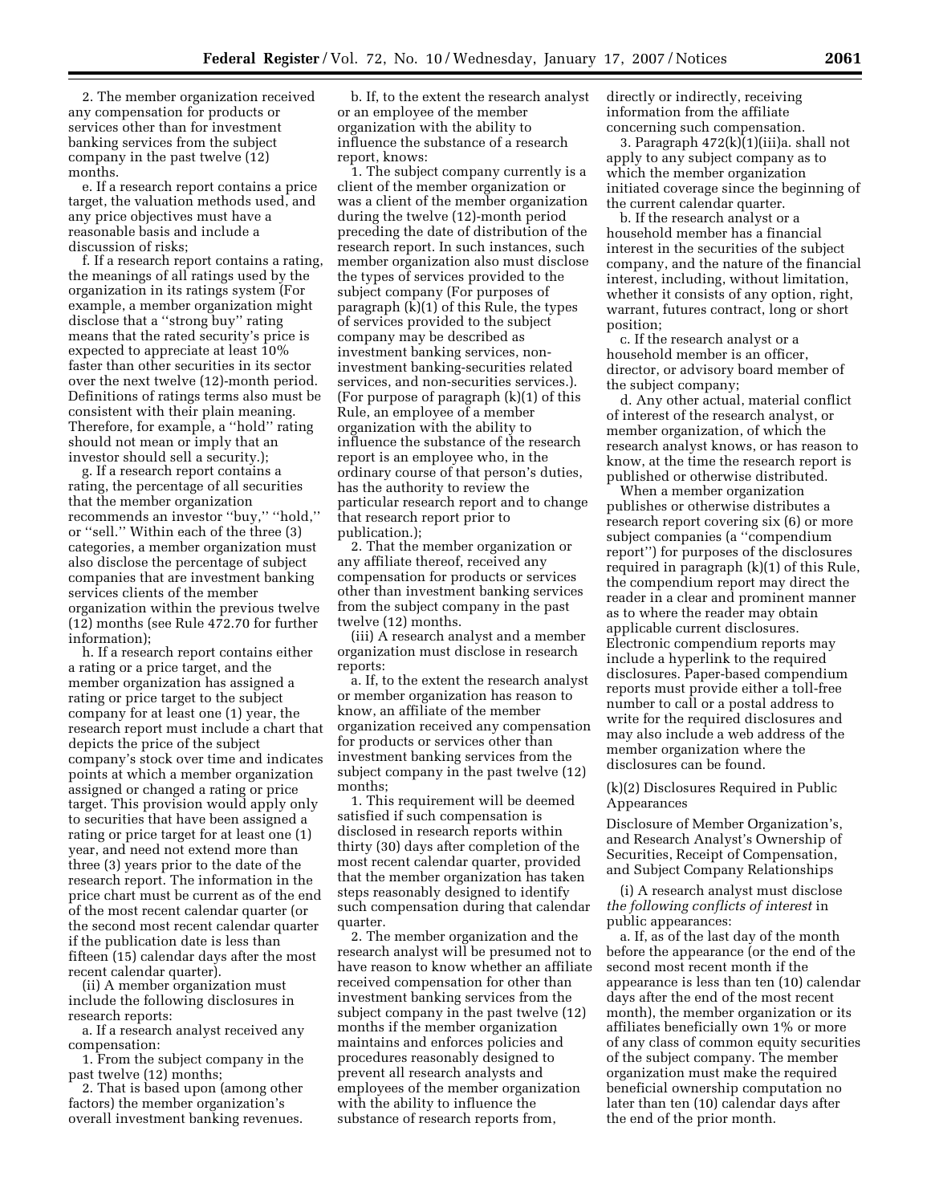2. The member organization received any compensation for products or services other than for investment banking services from the subject company in the past twelve (12) months.

e. If a research report contains a price target, the valuation methods used, and any price objectives must have a reasonable basis and include a discussion of risks;

f. If a research report contains a rating, the meanings of all ratings used by the organization in its ratings system (For example, a member organization might disclose that a ''strong buy'' rating means that the rated security's price is expected to appreciate at least 10% faster than other securities in its sector over the next twelve (12)-month period. Definitions of ratings terms also must be consistent with their plain meaning. Therefore, for example, a ''hold'' rating should not mean or imply that an investor should sell a security.);

g. If a research report contains a rating, the percentage of all securities that the member organization recommends an investor ''buy,'' ''hold,'' or ''sell.'' Within each of the three (3) categories, a member organization must also disclose the percentage of subject companies that are investment banking services clients of the member organization within the previous twelve (12) months (see Rule 472.70 for further information);

h. If a research report contains either a rating or a price target, and the member organization has assigned a rating or price target to the subject company for at least one (1) year, the research report must include a chart that depicts the price of the subject company's stock over time and indicates points at which a member organization assigned or changed a rating or price target. This provision would apply only to securities that have been assigned a rating or price target for at least one (1) year, and need not extend more than three (3) years prior to the date of the research report. The information in the price chart must be current as of the end of the most recent calendar quarter (or the second most recent calendar quarter if the publication date is less than fifteen (15) calendar days after the most recent calendar quarter).

(ii) A member organization must include the following disclosures in research reports:

a. If a research analyst received any compensation:

1. From the subject company in the past twelve (12) months;

2. That is based upon (among other factors) the member organization's overall investment banking revenues.

b. If, to the extent the research analyst or an employee of the member organization with the ability to influence the substance of a research report, knows:

1. The subject company currently is a client of the member organization or was a client of the member organization during the twelve (12)-month period preceding the date of distribution of the research report. In such instances, such member organization also must disclose the types of services provided to the subject company (For purposes of paragraph (k)(1) of this Rule, the types of services provided to the subject company may be described as investment banking services, non-investment banking-securities related services, and non-securities services.). (For purpose of paragraph (k)(1) of this Rule, an employee of a member organization with the ability to influence the substance of the research report is an employee who, in the ordinary course of that person's duties, has the authority to review the particular research report and to change that research report prior to publication.);

2. That the member organization or any affiliate thereof, received any compensation for products or services other than investment banking services from the subject company in the past twelve (12) months.

(iii) A research analyst and a member organization must disclose in research reports:

a. If, to the extent the research analyst or member organization has reason to know, an affiliate of the member organization received any compensation for products or services other than investment banking services from the subject company in the past twelve (12) months;

1. This requirement will be deemed satisfied if such compensation is disclosed in research reports within thirty (30) days after completion of the most recent calendar quarter, provided that the member organization has taken steps reasonably designed to identify such compensation during that calendar quarter.

2. The member organization and the research analyst will be presumed not to have reason to know whether an affiliate received compensation for other than investment banking services from the subject company in the past twelve (12) months if the member organization maintains and enforces policies and procedures reasonably designed to prevent all research analysts and employees of the member organization with the ability to influence the substance of research reports from, directly or indirectly, receiving information from the affiliate concerning such compensation.

3. Paragraph 472(k)(1)(iii)a. shall not apply to any subject company as to which the member organization initiated coverage since the beginning of the current calendar quarter.

b. If the research analyst or a household member has a financial interest in the securities of the subject company, and the nature of the financial interest, including, without limitation, whether it consists of any option, right, warrant, futures contract, long or short position;

c. If the research analyst or a household member is an officer, director, or advisory board member of the subject company;

d. Any other actual, material conflict of interest of the research analyst, or member organization, of which the research analyst knows, or has reason to know, at the time the research report is published or otherwise distributed.

When a member organization publishes or otherwise distributes a research report covering six (6) or more subject companies (a ''compendium report'') for purposes of the disclosures required in paragraph (k)(1) of this Rule, the compendium report may direct the reader in a clear and prominent manner as to where the reader may obtain applicable current disclosures. Electronic compendium reports may include a hyperlink to the required disclosures. Paper-based compendium reports must provide either a toll-free number to call or a postal address to write for the required disclosures and may also include a web address of the member organization where the disclosures can be found.

(k)(2) Disclosures Required in Public Appearances

Disclosure of Member Organization's, and Research Analyst's Ownership of Securities, Receipt of Compensation, and Subject Company Relationships

(i) A research analyst must disclose *the following conflicts of interest* in public appearances:

a. If, as of the last day of the month before the appearance (or the end of the second most recent month if the appearance is less than ten (10) calendar days after the end of the most recent month), the member organization or its affiliates beneficially own 1% or more of any class of common equity securities of the subject company. The member organization must make the required beneficial ownership computation no later than ten (10) calendar days after the end of the prior month.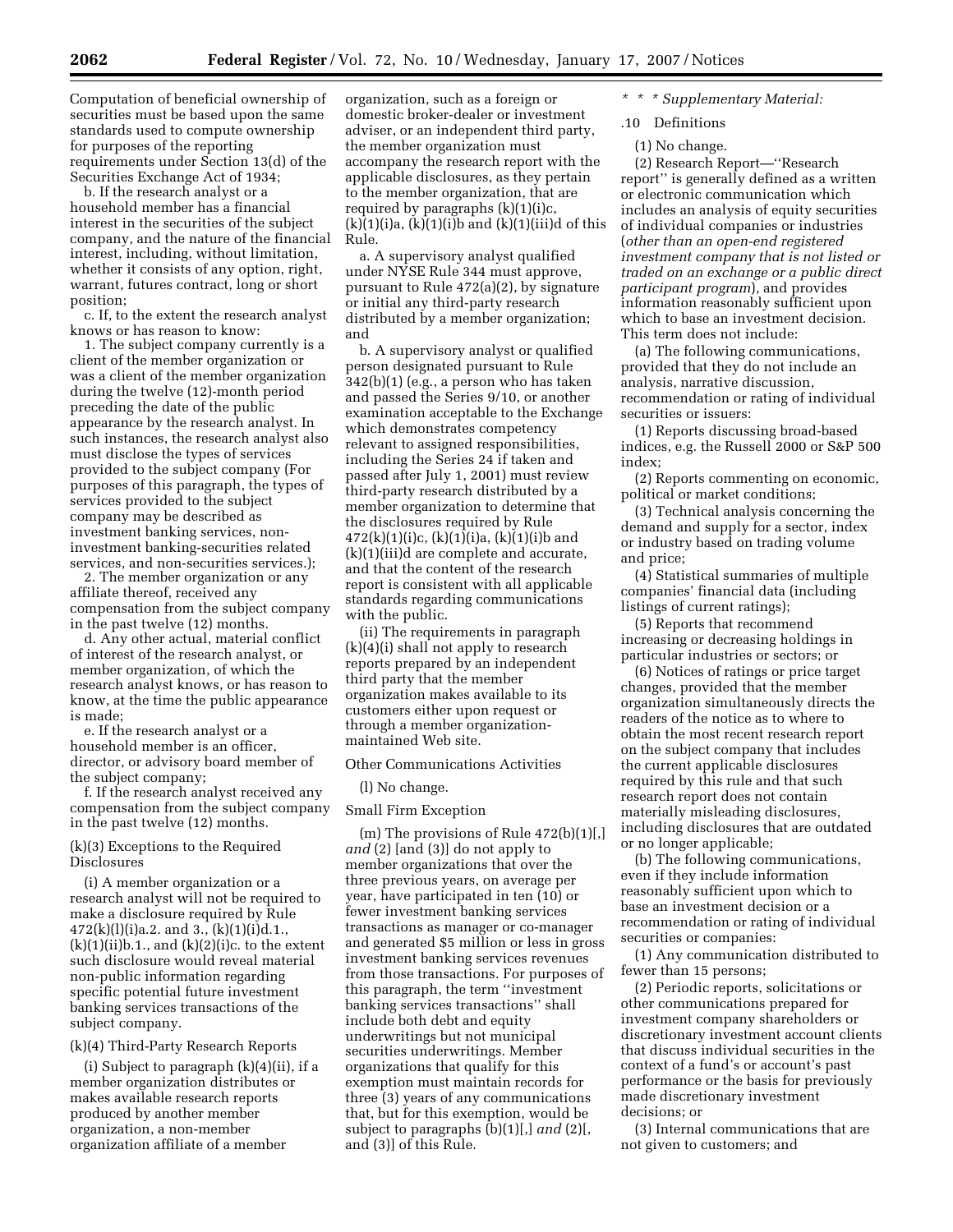Computation of beneficial ownership of securities must be based upon the same standards used to compute ownership for purposes of the reporting requirements under Section 13(d) of the Securities Exchange Act of 1934;

b. If the research analyst or a household member has a financial interest in the securities of the subject company, and the nature of the financial interest, including, without limitation, whether it consists of any option, right, warrant, futures contract, long or short position;

c. If, to the extent the research analyst knows or has reason to know:

1. The subject company currently is a client of the member organization or was a client of the member organization during the twelve (12)-month period preceding the date of the public appearance by the research analyst. In such instances, the research analyst also must disclose the types of services provided to the subject company (For purposes of this paragraph, the types of services provided to the subject company may be described as investment banking services, non-investment banking-securities related services, and non-securities services.);

2. The member organization or any affiliate thereof, received any compensation from the subject company in the past twelve (12) months.

d. Any other actual, material conflict of interest of the research analyst, or member organization, of which the research analyst knows, or has reason to know, at the time the public appearance is made;

e. If the research analyst or a household member is an officer, director, or advisory board member of the subject company;

f. If the research analyst received any compensation from the subject company in the past twelve (12) months.

(k)(3) Exceptions to the Required Disclosures

(i) A member organization or a research analyst will not be required to make a disclosure required by Rule 472(k)(l)(i)a.2. and 3., (k)(1)(i)d.1., (k)(1)(ii)b.1., and (k)(2)(i)c. to the extent such disclosure would reveal material non-public information regarding specific potential future investment banking services transactions of the subject company.

(k)(4) Third-Party Research Reports

(i) Subject to paragraph (k)(4)(ii), if a member organization distributes or makes available research reports produced by another member organization, a non-member organization affiliate of a member organization, such as a foreign or domestic broker-dealer or investment adviser, or an independent third party, the member organization must accompany the research report with the applicable disclosures, as they pertain to the member organization, that are required by paragraphs (k)(1)(i)c, (k)(1)(i)a, (k)(1)(i)b and (k)(1)(iii)d of this Rule.

a. A supervisory analyst qualified under NYSE Rule 344 must approve, pursuant to Rule 472(a)(2), by signature or initial any third-party research distributed by a member organization; and

b. A supervisory analyst or qualified person designated pursuant to Rule 342(b)(1) (e.g., a person who has taken and passed the Series 9/10, or another examination acceptable to the Exchange which demonstrates competency relevant to assigned responsibilities, including the Series 24 if taken and passed after July 1, 2001) must review third-party research distributed by a member organization to determine that the disclosures required by Rule 472(k)(1)(i)c, (k)(1)(i)a, (k)(1)(i)b and (k)(1)(iii)d are complete and accurate, and that the content of the research report is consistent with all applicable standards regarding communications with the public.

(ii) The requirements in paragraph (k)(4)(i) shall not apply to research reports prepared by an independent third party that the member organization makes available to its customers either upon request or through a member organization-maintained Web site.

Other Communications Activities

(l) No change.

Small Firm Exception

(m) The provisions of Rule 472(b)(1)[,] *and* (2) [and (3)] do not apply to member organizations that over the three previous years, on average per year, have participated in ten (10) or fewer investment banking services transactions as manager or co-manager and generated $5 million or less in gross investment banking services revenues from those transactions. For purposes of this paragraph, the term ''investment banking services transactions'' shall include both debt and equity underwritings but not municipal securities underwritings. Member organizations that qualify for this exemption must maintain records for three (3) years of any communications that, but for this exemption, would be subject to paragraphs (b)(1)[,] *and* (2)[, and (3)] of this Rule.

*\* \* \* Supplementary Material:*

.10 Definitions

(1) No change.

(2) Research Report—''Research report'' is generally defined as a written or electronic communication which includes an analysis of equity securities of individual companies or industries (*other than an open-end registered investment company that is not listed or traded on an exchange or a public direct participant program*), and provides information reasonably sufficient upon which to base an investment decision. This term does not include:

(a) The following communications, provided that they do not include an analysis, narrative discussion, recommendation or rating of individual securities or issuers:

(1) Reports discussing broad-based indices, e.g. the Russell 2000 or S&P 500 index;

(2) Reports commenting on economic, political or market conditions;

(3) Technical analysis concerning the demand and supply for a sector, index or industry based on trading volume and price;

(4) Statistical summaries of multiple companies' financial data (including listings of current ratings);

(5) Reports that recommend increasing or decreasing holdings in particular industries or sectors; or

(6) Notices of ratings or price target changes, provided that the member organization simultaneously directs the readers of the notice as to where to obtain the most recent research report on the subject company that includes the current applicable disclosures required by this rule and that such research report does not contain materially misleading disclosures, including disclosures that are outdated or no longer applicable;

(b) The following communications, even if they include information reasonably sufficient upon which to base an investment decision or a recommendation or rating of individual securities or companies:

(1) Any communication distributed to fewer than 15 persons;

(2) Periodic reports, solicitations or other communications prepared for investment company shareholders or discretionary investment account clients that discuss individual securities in the context of a fund's or account's past performance or the basis for previously made discretionary investment decisions; or

(3) Internal communications that are not given to customers; and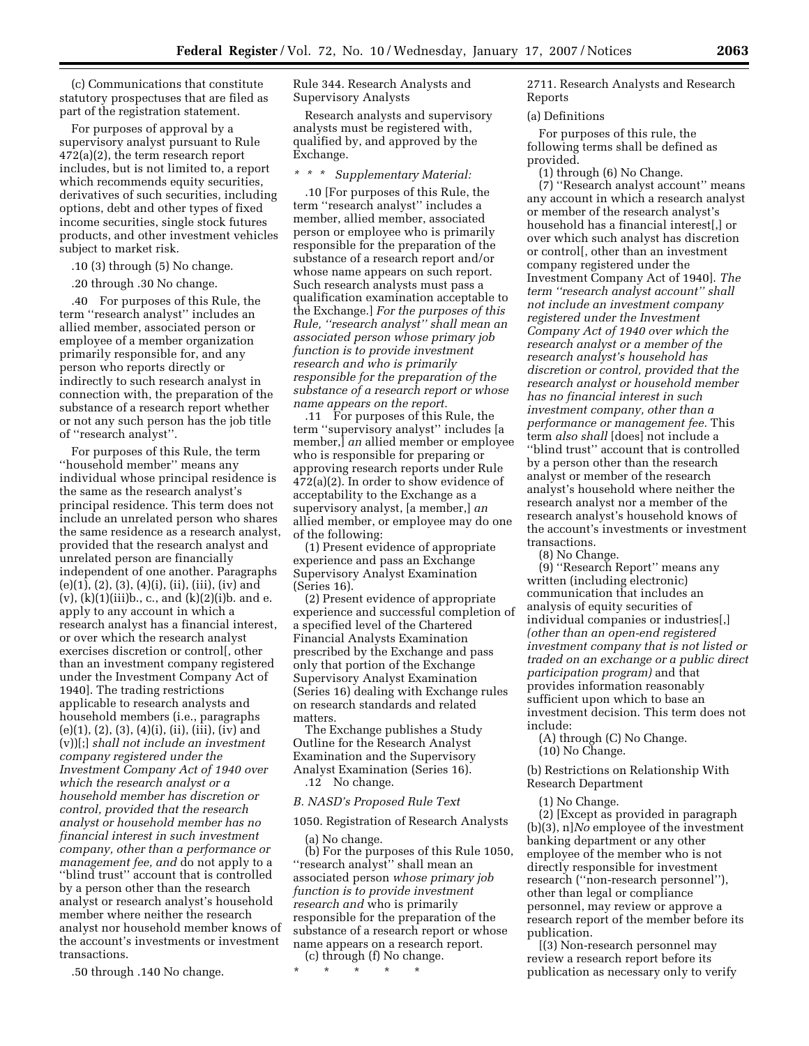(c) Communications that constitute statutory prospectuses that are filed as part of the registration statement.

For purposes of approval by a supervisory analyst pursuant to Rule 472(a)(2), the term research report includes, but is not limited to, a report which recommends equity securities, derivatives of such securities, including options, debt and other types of fixed income securities, single stock futures products, and other investment vehicles subject to market risk.

.10 (3) through (5) No change.

.20 through .30 No change.

.40 For purposes of this Rule, the term ''research analyst'' includes an allied member, associated person or employee of a member organization primarily responsible for, and any person who reports directly or indirectly to such research analyst in connection with, the preparation of the substance of a research report whether or not any such person has the job title of ''research analyst''.

For purposes of this Rule, the term ''household member'' means any individual whose principal residence is the same as the research analyst's principal residence. This term does not include an unrelated person who shares the same residence as a research analyst, provided that the research analyst and unrelated person are financially independent of one another. Paragraphs (e)(1), (2), (3), (4)(i), (ii), (iii), (iv) and (v), (k)(1)(iii)b., c., and (k)(2)(i)b. and e. apply to any account in which a research analyst has a financial interest, or over which the research analyst exercises discretion or control[, other than an investment company registered under the Investment Company Act of 1940]. The trading restrictions applicable to research analysts and household members (i.e., paragraphs (e)(1), (2), (3), (4)(i), (ii), (iii), (iv) and (v))[;] *shall not include an investment company registered under the Investment Company Act of 1940 over which the research analyst or a household member has discretion or control, provided that the research analyst or household member has no financial interest in such investment company, other than a performance or management fee, and* do not apply to a ''blind trust'' account that is controlled by a person other than the research analyst or research analyst's household member where neither the research analyst nor household member knows of the account's investments or investment transactions.

.50 through .140 No change.

Rule 344. Research Analysts and Supervisory Analysts

Research analysts and supervisory analysts must be registered with, qualified by, and approved by the Exchange.

\* \* \* *Supplementary Material:*

.10 [For purposes of this Rule, the term ''research analyst'' includes a member, allied member, associated person or employee who is primarily responsible for the preparation of the substance of a research report and/or whose name appears on such report. Such research analysts must pass a qualification examination acceptable to the Exchange.] *For the purposes of this Rule, ''research analyst'' shall mean an associated person whose primary job function is to provide investment research and who is primarily responsible for the preparation of the substance of a research report or whose name appears on the report.*

.11 For purposes of this Rule, the term ''supervisory analyst'' includes [a member,] *an* allied member or employee who is responsible for preparing or approving research reports under Rule 472(a)(2). In order to show evidence of acceptability to the Exchange as a supervisory analyst, [a member,] *an* allied member, or employee may do one of the following:

(1) Present evidence of appropriate experience and pass an Exchange Supervisory Analyst Examination (Series 16).

(2) Present evidence of appropriate experience and successful completion of a specified level of the Chartered Financial Analysts Examination prescribed by the Exchange and pass only that portion of the Exchange Supervisory Analyst Examination (Series 16) dealing with Exchange rules on research standards and related matters.

The Exchange publishes a Study Outline for the Research Analyst Examination and the Supervisory Analyst Examination (Series 16).

.12 No change.

*B. NASD's Proposed Rule Text*

1050. Registration of Research Analysts

(a) No change.

(b) For the purposes of this Rule 1050, ''research analyst'' shall mean an associated person *whose primary job function is to provide investment research and* who is primarily responsible for the preparation of the substance of a research report or whose name appears on a research report.

(c) through (f) No change.

\* \* \* \* \*

2711. Research Analysts and Research Reports

(a) Definitions

For purposes of this rule, the following terms shall be defined as provided.

(1) through (6) No Change.

(7) ''Research analyst account'' means any account in which a research analyst or member of the research analyst's household has a financial interest[,] or over which such analyst has discretion or control[, other than an investment company registered under the Investment Company Act of 1940]. *The term ''research analyst account'' shall not include an investment company registered under the Investment Company Act of 1940 over which the research analyst or a member of the research analyst's household has discretion or control, provided that the research analyst or household member has no financial interest in such investment company, other than a performance or management fee.* This term *also shall* [does] not include a ''blind trust'' account that is controlled by a person other than the research analyst or member of the research analyst's household where neither the research analyst nor a member of the research analyst's household knows of the account's investments or investment transactions.

(8) No Change.

(9) ''Research Report'' means any written (including electronic) communication that includes an analysis of equity securities of individual companies or industries[,] *(other than an open-end registered investment company that is not listed or traded on an exchange or a public direct participation program)* and that provides information reasonably sufficient upon which to base an investment decision. This term does not include:

(A) through (C) No Change.

(10) No Change.

(b) Restrictions on Relationship With Research Department

(1) No Change.

(2) [Except as provided in paragraph (b)(3), n]*No* employee of the investment banking department or any other employee of the member who is not directly responsible for investment research (''non-research personnel''), other than legal or compliance personnel, may review or approve a research report of the member before its publication.

[(3) Non-research personnel may review a research report before its publication as necessary only to verify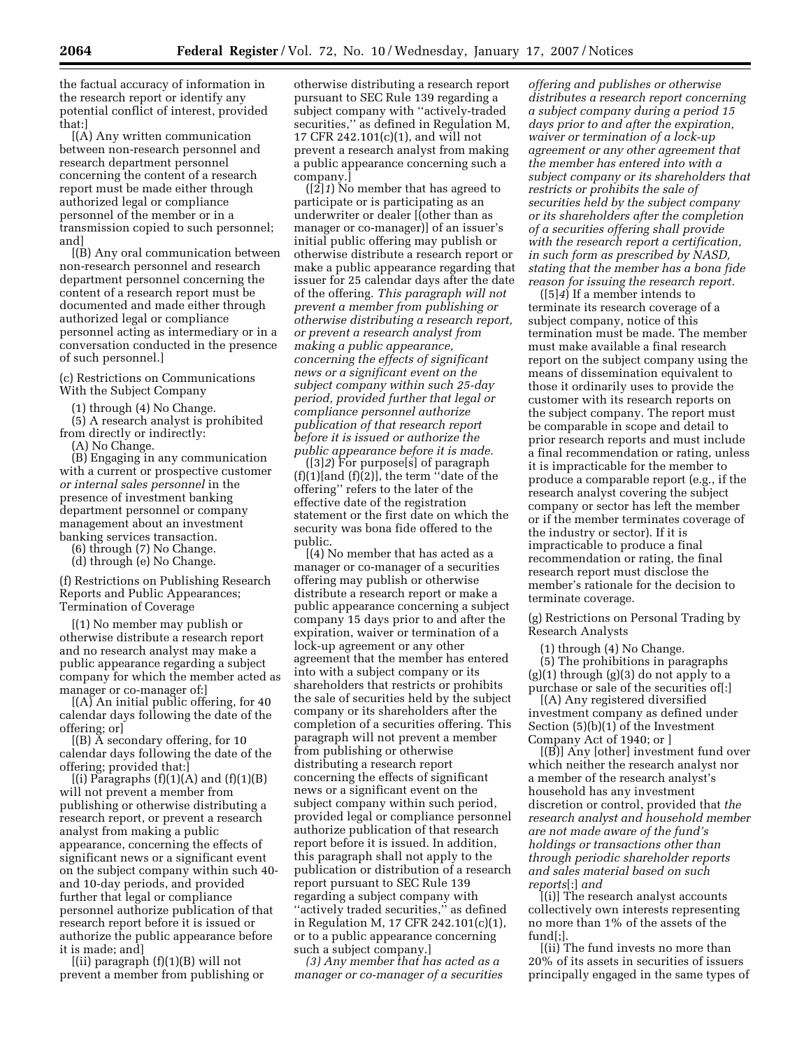the factual accuracy of information in the research report or identify any potential conflict of interest, provided that:]

[(A) Any written communication between non-research personnel and research department personnel concerning the content of a research report must be made either through authorized legal or compliance personnel of the member or in a transmission copied to such personnel; and]

[(B) Any oral communication between non-research personnel and research department personnel concerning the content of a research report must be documented and made either through authorized legal or compliance personnel acting as intermediary or in a conversation conducted in the presence of such personnel.]

(c) Restrictions on Communications With the Subject Company

(1) through (4) No Change.

(5) A research analyst is prohibited from directly or indirectly:

(A) No Change.

(B) Engaging in any communication with a current or prospective customer *or internal sales personnel* in the presence of investment banking department personnel or company management about an investment banking services transaction.

(6) through (7) No Change.

(d) through (e) No Change.

(f) Restrictions on Publishing Research Reports and Public Appearances; Termination of Coverage

[(1) No member may publish or otherwise distribute a research report and no research analyst may make a public appearance regarding a subject company for which the member acted as manager or co-manager of:]

[(A) An initial public offering, for 40 calendar days following the date of the offering; or]

[(B) A secondary offering, for 10 calendar days following the date of the offering; provided that:]

[(i) Paragraphs (f)(1)(A) and (f)(1)(B) will not prevent a member from publishing or otherwise distributing a research report, or prevent a research analyst from making a public appearance, concerning the effects of significant news or a significant event on the subject company within such 40- and 10-day periods, and provided further that legal or compliance personnel authorize publication of that research report before it is issued or authorize the public appearance before it is made; and]

[(ii) paragraph (f)(1)(B) will not prevent a member from publishing or otherwise distributing a research report pursuant to SEC Rule 139 regarding a subject company with ''actively-traded securities,'' as defined in Regulation M, 17 CFR 242.101(c)(1), and will not prevent a research analyst from making a public appearance concerning such a company.]

([2]*1*) No member that has agreed to participate or is participating as an underwriter or dealer [(other than as manager or co-manager)] of an issuer's initial public offering may publish or otherwise distribute a research report or make a public appearance regarding that issuer for 25 calendar days after the date of the offering. *This paragraph will not prevent a member from publishing or otherwise distributing a research report, or prevent a research analyst from making a public appearance, concerning the effects of significant news or a significant event on the subject company within such 25-day period, provided further that legal or compliance personnel authorize publication of that research report before it is issued or authorize the public appearance before it is made.*

([3]*2*) For purpose[s] of paragraph (f)(1)[and (f)(2)], the term ''date of the offering'' refers to the later of the effective date of the registration statement or the first date on which the security was bona fide offered to the public.

[(4) No member that has acted as a manager or co-manager of a securities offering may publish or otherwise distribute a research report or make a public appearance concerning a subject company 15 days prior to and after the expiration, waiver or termination of a lock-up agreement or any other agreement that the member has entered into with a subject company or its shareholders that restricts or prohibits the sale of securities held by the subject company or its shareholders after the completion of a securities offering. This paragraph will not prevent a member from publishing or otherwise distributing a research report concerning the effects of significant news or a significant event on the subject company within such period, provided legal or compliance personnel authorize publication of that research report before it is issued. In addition, this paragraph shall not apply to the publication or distribution of a research report pursuant to SEC Rule 139 regarding a subject company with ''actively traded securities,'' as defined in Regulation M, 17 CFR 242.101(c)(1), or to a public appearance concerning such a subject company.]

*(3) Any member that has acted as a manager or co-manager of a securities offering and publishes or otherwise distributes a research report concerning a subject company during a period 15 days prior to and after the expiration, waiver or termination of a lock-up agreement or any other agreement that the member has entered into with a subject company or its shareholders that restricts or prohibits the sale of securities held by the subject company or its shareholders after the completion of a securities offering shall provide with the research report a certification, in such form as prescribed by NASD, stating that the member has a bona fide reason for issuing the research report.*

([5]*4*) If a member intends to terminate its research coverage of a subject company, notice of this termination must be made. The member must make available a final research report on the subject company using the means of dissemination equivalent to those it ordinarily uses to provide the customer with its research reports on the subject company. The report must be comparable in scope and detail to prior research reports and must include a final recommendation or rating, unless it is impracticable for the member to produce a comparable report (e.g., if the research analyst covering the subject company or sector has left the member or if the member terminates coverage of the industry or sector). If it is impracticable to produce a final recommendation or rating, the final research report must disclose the member's rationale for the decision to terminate coverage.

(g) Restrictions on Personal Trading by Research Analysts

(1) through (4) No Change.

(5) The prohibitions in paragraphs (g)(1) through (g)(3) do not apply to a purchase or sale of the securities of[:]

[(A) Any registered diversified investment company as defined under Section (5)(b)(1) of the Investment Company Act of 1940; or ]

[(B)] Any [other] investment fund over which neither the research analyst nor a member of the research analyst's household has any investment discretion or control, provided that *the research analyst and household member are not made aware of the fund's holdings or transactions other than through periodic shareholder reports and sales material based on such reports*[:] *and*

[(i)] The research analyst accounts collectively own interests representing no more than 1% of the assets of the fund[;].

[(ii) The fund invests no more than 20% of its assets in securities of issuers principally engaged in the same types of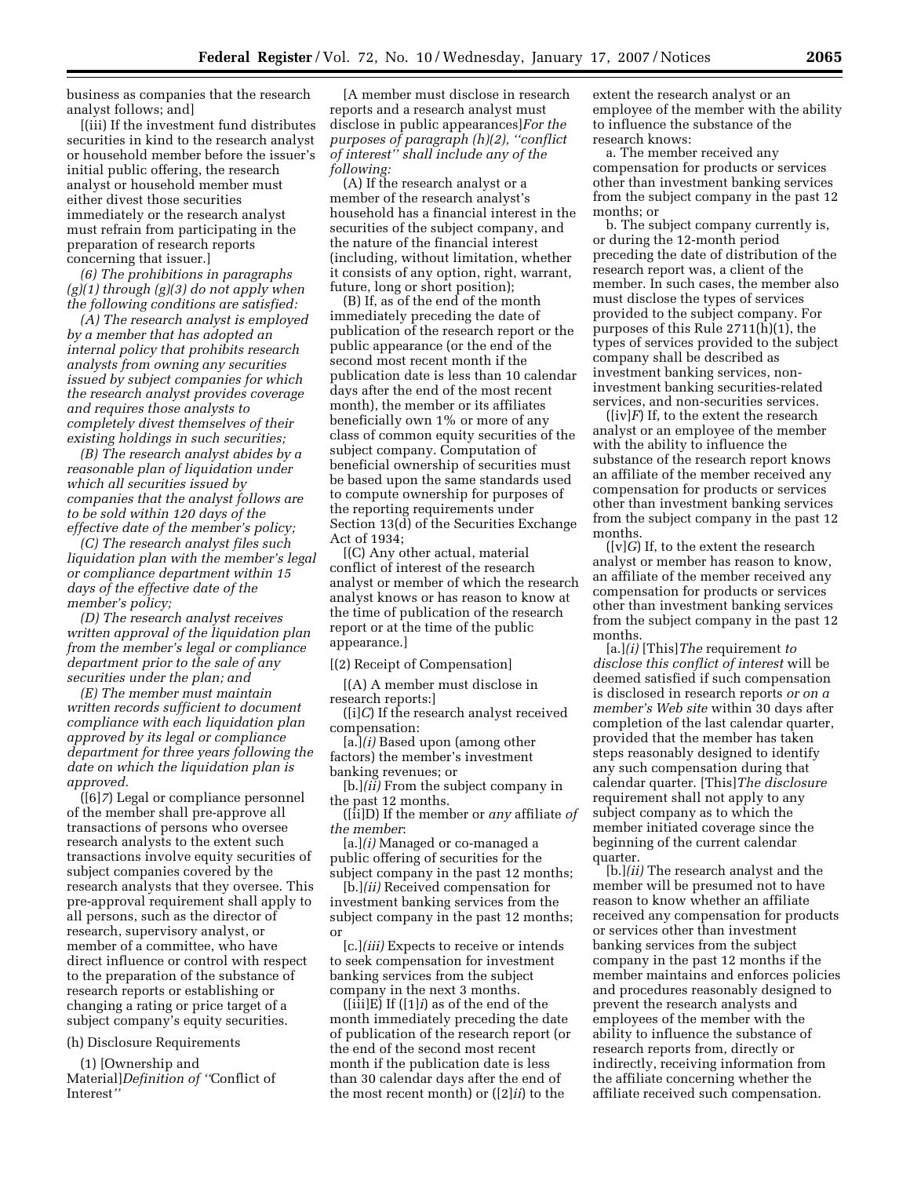business as companies that the research analyst follows; and]

[(iii) If the investment fund distributes securities in kind to the research analyst or household member before the issuer's initial public offering, the research analyst or household member must either divest those securities immediately or the research analyst must refrain from participating in the preparation of research reports concerning that issuer.]

*(6) The prohibitions in paragraphs (g)(1) through (g)(3) do not apply when the following conditions are satisfied:*

*(A) The research analyst is employed by a member that has adopted an internal policy that prohibits research analysts from owning any securities issued by subject companies for which the research analyst provides coverage and requires those analysts to completely divest themselves of their existing holdings in such securities;*

*(B) The research analyst abides by a reasonable plan of liquidation under which all securities issued by companies that the analyst follows are to be sold within 120 days of the effective date of the member's policy;*

*(C) The research analyst files such liquidation plan with the member's legal or compliance department within 15 days of the effective date of the member's policy;*

*(D) The research analyst receives written approval of the liquidation plan from the member's legal or compliance department prior to the sale of any securities under the plan; and*

*(E) The member must maintain written records sufficient to document compliance with each liquidation plan approved by its legal or compliance department for three years following the date on which the liquidation plan is approved.*

([6]*7*) Legal or compliance personnel of the member shall pre-approve all transactions of persons who oversee research analysts to the extent such transactions involve equity securities of subject companies covered by the research analysts that they oversee. This pre-approval requirement shall apply to all persons, such as the director of research, supervisory analyst, or member of a committee, who have direct influence or control with respect to the preparation of the substance of research reports or establishing or changing a rating or price target of a subject company's equity securities.

(h) Disclosure Requirements

(1) [Ownership and Material]*Definition of ''*Conflict of Interest*''*

[A member must disclose in research reports and a research analyst must disclose in public appearances]*For the purposes of paragraph (h)(2), ''conflict of interest'' shall include any of the following:*

(A) If the research analyst or a member of the research analyst's household has a financial interest in the securities of the subject company, and the nature of the financial interest (including, without limitation, whether it consists of any option, right, warrant, future, long or short position);

(B) If, as of the end of the month immediately preceding the date of publication of the research report or the public appearance (or the end of the second most recent month if the publication date is less than 10 calendar days after the end of the most recent month), the member or its affiliates beneficially own 1% or more of any class of common equity securities of the subject company. Computation of beneficial ownership of securities must be based upon the same standards used to compute ownership for purposes of the reporting requirements under Section 13(d) of the Securities Exchange Act of 1934;

[(C) Any other actual, material conflict of interest of the research analyst or member of which the research analyst knows or has reason to know at the time of publication of the research report or at the time of the public appearance.]

[(2) Receipt of Compensation]

[(A) A member must disclose in research reports:]

([i]*C*) If the research analyst received compensation:

[a.]*(i)* Based upon (among other factors) the member's investment banking revenues; or

[b.]*(ii)* From the subject company in the past 12 months.

([ii]D) If the member or *any* affiliate *of the member*:

[a.]*(i)* Managed or co-managed a public offering of securities for the subject company in the past 12 months;

[b.]*(ii)* Received compensation for investment banking services from the subject company in the past 12 months; or

[c.]*(iii)* Expects to receive or intends to seek compensation for investment banking services from the subject company in the next 3 months.

([iii]E) If ([1]*i*) as of the end of the month immediately preceding the date of publication of the research report (or the end of the second most recent month if the publication date is less than 30 calendar days after the end of the most recent month) or ([2]*ii*) to the extent the research analyst or an employee of the member with the ability to influence the substance of the research knows:

a. The member received any compensation for products or services other than investment banking services from the subject company in the past 12 months; or

b. The subject company currently is, or during the 12-month period preceding the date of distribution of the research report was, a client of the member. In such cases, the member also must disclose the types of services provided to the subject company. For purposes of this Rule 2711(h)(1), the types of services provided to the subject company shall be described as investment banking services, non-investment banking securities-related services, and non-securities services.

([iv]*F*) If, to the extent the research analyst or an employee of the member with the ability to influence the substance of the research report knows an affiliate of the member received any compensation for products or services other than investment banking services from the subject company in the past 12 months.

([v]*G*) If, to the extent the research analyst or member has reason to know, an affiliate of the member received any compensation for products or services other than investment banking services from the subject company in the past 12 months.

[a.]*(i)* [This]*The* requirement *to disclose this conflict of interest* will be deemed satisfied if such compensation is disclosed in research reports *or on a member's Web site* within 30 days after completion of the last calendar quarter, provided that the member has taken steps reasonably designed to identify any such compensation during that calendar quarter. [This]*The disclosure* requirement shall not apply to any subject company as to which the member initiated coverage since the beginning of the current calendar quarter.

[b.]*(ii)* The research analyst and the member will be presumed not to have reason to know whether an affiliate received any compensation for products or services other than investment banking services from the subject company in the past 12 months if the member maintains and enforces policies and procedures reasonably designed to prevent the research analysts and employees of the member with the ability to influence the substance of research reports from, directly or indirectly, receiving information from the affiliate concerning whether the affiliate received such compensation.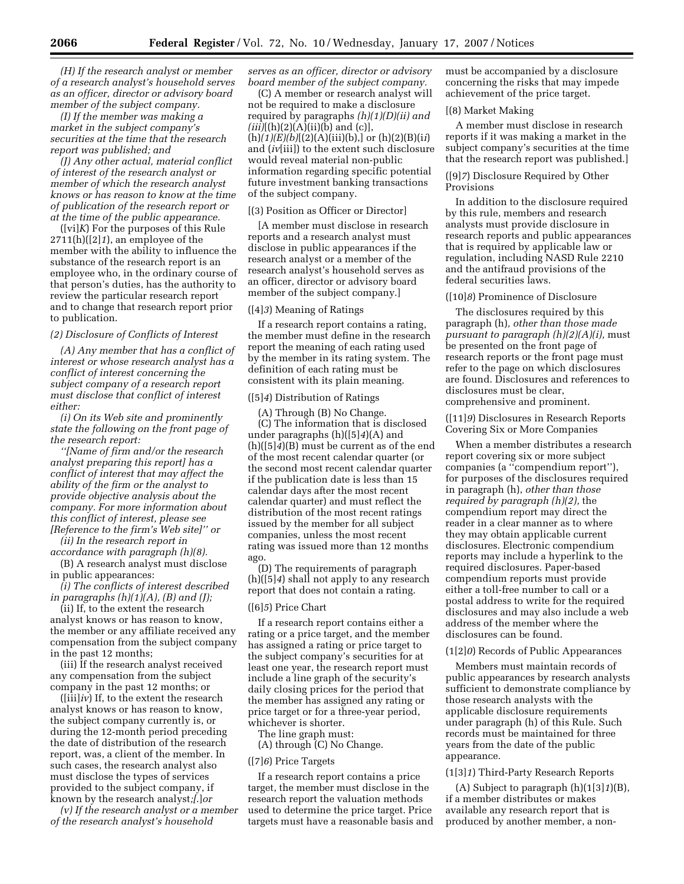*(H) If the research analyst or member of a research analyst's household serves as an officer, director or advisory board member of the subject company.*

*(I) If the member was making a market in the subject company's securities at the time that the research report was published; and*

*(J) Any other actual, material conflict of interest of the research analyst or member of which the research analyst knows or has reason to know at the time of publication of the research report or at the time of the public appearance.*

([vi]*K*) For the purposes of this Rule 2711(h)([2]*1*), an employee of the member with the ability to influence the substance of the research report is an employee who, in the ordinary course of that person's duties, has the authority to review the particular research report and to change that research report prior to publication.

*(2) Disclosure of Conflicts of Interest*

*(A) Any member that has a conflict of interest or whose research analyst has a conflict of interest concerning the subject company of a research report must disclose that conflict of interest either:*

*(i) On its Web site and prominently state the following on the front page of the research report:*

*"[Name of firm and/or the research analyst preparing this report] has a conflict of interest that may affect the ability of the firm or the analyst to provide objective analysis about the company. For more information about this conflict of interest, please see [Reference to the firm's Web site]" or*

*(ii) In the research report in accordance with paragraph (h)(8).*

(B) A research analyst must disclose in public appearances:

*(i) The conflicts of interest described in paragraphs (h)(1)(A), (B) and (J);*

(ii) If, to the extent the research analyst knows or has reason to know, the member or any affiliate received any compensation from the subject company in the past 12 months;

(iii) If the research analyst received any compensation from the subject company in the past 12 months; or

([iii]*iv*) If, to the extent the research analyst knows or has reason to know, the subject company currently is, or during the 12-month period preceding the date of distribution of the research report, was, a client of the member. In such cases, the research analyst also must disclose the types of services provided to the subject company, if known by the research analyst;*[.]or*

*(v) If the research analyst or a member of the research analyst's household serves as an officer, director or advisory board member of the subject company.*

(C) A member or research analyst will not be required to make a disclosure required by paragraphs *(h)(1)(D)(ii) and (iii)*[(h)(2)(A)(ii)(b) and (c)], (h)*(1)(E)(b)*[(2)(A)(iii)(b),] or (h)(2)(B)(i*i*) and (*iv*[iii]) to the extent such disclosure would reveal material non-public information regarding specific potential future investment banking transactions of the subject company.

[(3) Position as Officer or Director]

[A member must disclose in research reports and a research analyst must disclose in public appearances if the research analyst or a member of the research analyst's household serves as an officer, director or advisory board member of the subject company.]

([4]*3*) Meaning of Ratings

If a research report contains a rating, the member must define in the research report the meaning of each rating used by the member in its rating system. The definition of each rating must be consistent with its plain meaning.

([5]*4*) Distribution of Ratings

(A) Through (B) No Change.

(C) The information that is disclosed under paragraphs (h)([5]*4*)(A) and (h)([5]*4*)(B) must be current as of the end of the most recent calendar quarter (or the second most recent calendar quarter if the publication date is less than 15 calendar days after the most recent calendar quarter) and must reflect the distribution of the most recent ratings issued by the member for all subject companies, unless the most recent rating was issued more than 12 months ago.

(D) The requirements of paragraph (h)([5]*4*) shall not apply to any research report that does not contain a rating.

([6]*5*) Price Chart

If a research report contains either a rating or a price target, and the member has assigned a rating or price target to the subject company's securities for at least one year, the research report must include a line graph of the security's daily closing prices for the period that the member has assigned any rating or price target or for a three-year period, whichever is shorter.

The line graph must:

(A) through (C) No Change.

([7]*6*) Price Targets

If a research report contains a price target, the member must disclose in the research report the valuation methods used to determine the price target. Price targets must have a reasonable basis and must be accompanied by a disclosure concerning the risks that may impede achievement of the price target.

[(8) Market Making

A member must disclose in research reports if it was making a market in the subject company's securities at the time that the research report was published.]

([9]*7*) Disclosure Required by Other Provisions

In addition to the disclosure required by this rule, members and research analysts must provide disclosure in research reports and public appearances that is required by applicable law or regulation, including NASD Rule 2210 and the antifraud provisions of the federal securities laws.

([10]*8*) Prominence of Disclosure

The disclosures required by this paragraph (h)*, other than those made pursuant to paragraph (h)(2)(A)(i),* must be presented on the front page of research reports or the front page must refer to the page on which disclosures are found. Disclosures and references to disclosures must be clear, comprehensive and prominent.

([11]*9*) Disclosures in Research Reports Covering Six or More Companies

When a member distributes a research report covering six or more subject companies (a "compendium report''), for purposes of the disclosures required in paragraph (h), *other than those required by paragraph (h)(2),* the compendium report may direct the reader in a clear manner as to where they may obtain applicable current disclosures. Electronic compendium reports may include a hyperlink to the required disclosures. Paper-based compendium reports must provide either a toll-free number to call or a postal address to write for the required disclosures and may also include a web address of the member where the disclosures can be found.

(1[2]*0*) Records of Public Appearances

Members must maintain records of public appearances by research analysts sufficient to demonstrate compliance by those research analysts with the applicable disclosure requirements under paragraph (h) of this Rule. Such records must be maintained for three years from the date of the public appearance.

(1[3]*1*) Third-Party Research Reports

(A) Subject to paragraph (h)(1[3]*1*)(B), if a member distributes or makes available any research report that is produced by another member, a non-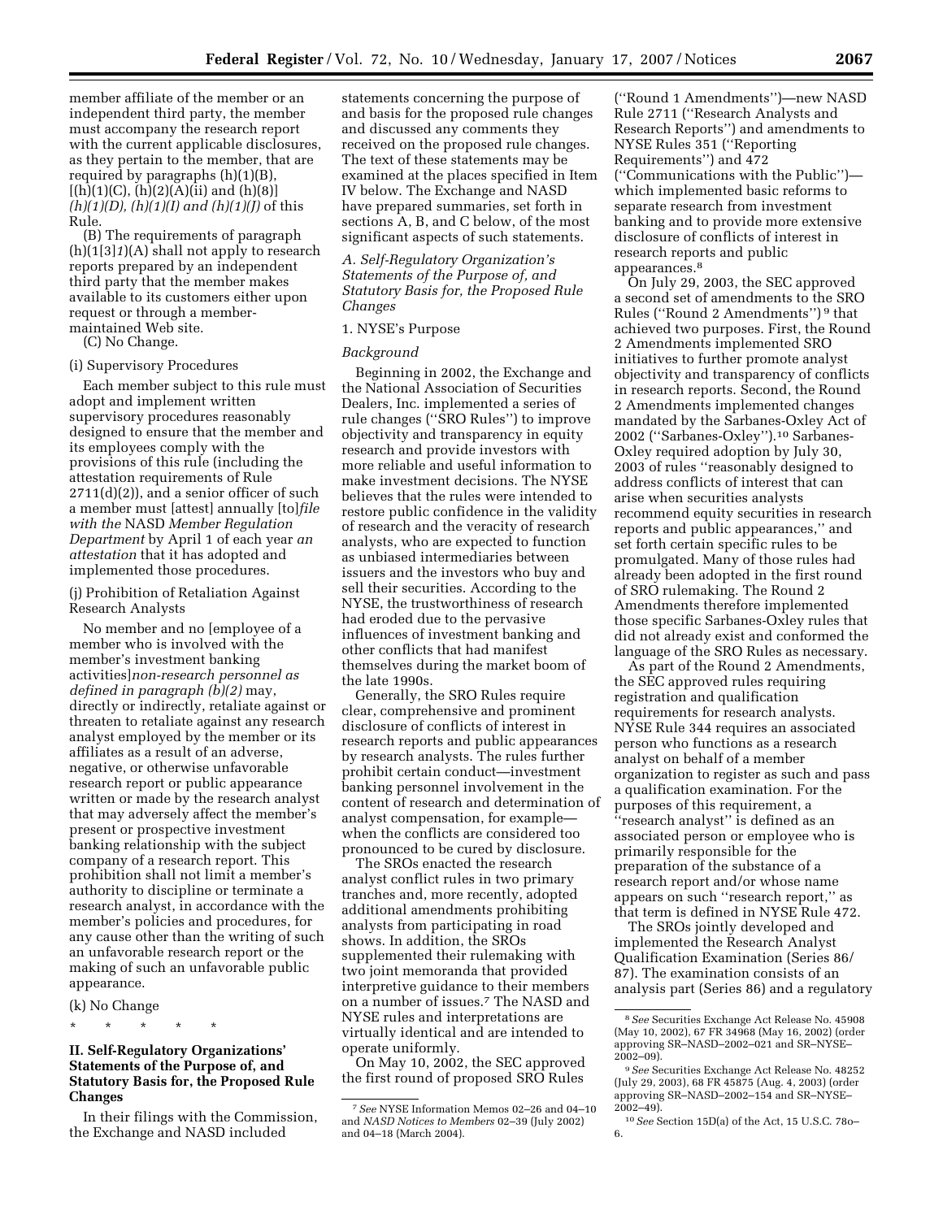member affiliate of the member or an independent third party, the member must accompany the research report with the current applicable disclosures, as they pertain to the member, that are required by paragraphs (h)(1)(B), [(h)(1)(C), (h)(2)(A)(ii) and (h)(8)] *(h)(1)(D), (h)(1)(I) and (h)(1)(J)* of this Rule.

(B) The requirements of paragraph (h)(1[3]*1*)(A) shall not apply to research reports prepared by an independent third party that the member makes available to its customers either upon request or through a member-maintained Web site.

(C) No Change.

(i) Supervisory Procedures

Each member subject to this rule must adopt and implement written supervisory procedures reasonably designed to ensure that the member and its employees comply with the provisions of this rule (including the attestation requirements of Rule 2711(d)(2)), and a senior officer of such a member must [attest] annually [to]*file with the* NASD *Member Regulation Department* by April 1 of each year *an attestation* that it has adopted and implemented those procedures.

(j) Prohibition of Retaliation Against Research Analysts

No member and no [employee of a member who is involved with the member's investment banking activities]*non-research personnel as defined in paragraph (b)(2)* may, directly or indirectly, retaliate against or threaten to retaliate against any research analyst employed by the member or its affiliates as a result of an adverse, negative, or otherwise unfavorable research report or public appearance written or made by the research analyst that may adversely affect the member's present or prospective investment banking relationship with the subject company of a research report. This prohibition shall not limit a member's authority to discipline or terminate a research analyst, in accordance with the member's policies and procedures, for any cause other than the writing of such an unfavorable research report or the making of such an unfavorable public appearance.

(k) No Change

\* \* \* \* \*

## II. Self-Regulatory Organizations' Statements of the Purpose of, and Statutory Basis for, the Proposed Rule Changes

In their filings with the Commission, the Exchange and NASD included statements concerning the purpose of and basis for the proposed rule changes and discussed any comments they received on the proposed rule changes. The text of these statements may be examined at the places specified in Item IV below. The Exchange and NASD have prepared summaries, set forth in sections A, B, and C below, of the most significant aspects of such statements.

### *A. Self-Regulatory Organization's Statements of the Purpose of, and Statutory Basis for, the Proposed Rule Changes*

#### 1. NYSE's Purpose

*Background*

Beginning in 2002, the Exchange and the National Association of Securities Dealers, Inc. implemented a series of rule changes ("SRO Rules") to improve objectivity and transparency in equity research and provide investors with more reliable and useful information to make investment decisions. The NYSE believes that the rules were intended to restore public confidence in the validity of research and the veracity of research analysts, who are expected to function as unbiased intermediaries between issuers and the investors who buy and sell their securities. According to the NYSE, the trustworthiness of research had eroded due to the pervasive influences of investment banking and other conflicts that had manifest themselves during the market boom of the late 1990s.

Generally, the SRO Rules require clear, comprehensive and prominent disclosure of conflicts of interest in research reports and public appearances by research analysts. The rules further prohibit certain conduct—investment banking personnel involvement in the content of research and determination of analyst compensation, for example—when the conflicts are considered too pronounced to be cured by disclosure.

The SROs enacted the research analyst conflict rules in two primary tranches and, more recently, adopted additional amendments prohibiting analysts from participating in road shows. In addition, the SROs supplemented their rulemaking with two joint memoranda that provided interpretive guidance to their members on a number of issues.[7] The NASD and NYSE rules and interpretations are virtually identical and are intended to operate uniformly.

On May 10, 2002, the SEC approved the first round of proposed SRO Rules ("Round 1 Amendments")—new NASD Rule 2711 ("Research Analysts and Research Reports") and amendments to NYSE Rules 351 ("Reporting Requirements") and 472 ("Communications with the Public")—which implemented basic reforms to separate research from investment banking and to provide more extensive disclosure of conflicts of interest in research reports and public appearances.[8]

On July 29, 2003, the SEC approved a second set of amendments to the SRO Rules ("Round 2 Amendments")[9] that achieved two purposes. First, the Round 2 Amendments implemented SRO initiatives to further promote analyst objectivity and transparency of conflicts in research reports. Second, the Round 2 Amendments implemented changes mandated by the Sarbanes-Oxley Act of 2002 ("Sarbanes-Oxley").[10] Sarbanes-Oxley required adoption by July 30, 2003 of rules "reasonably designed to address conflicts of interest that can arise when securities analysts recommend equity securities in research reports and public appearances," and set forth certain specific rules to be promulgated. Many of those rules had already been adopted in the first round of SRO rulemaking. The Round 2 Amendments therefore implemented those specific Sarbanes-Oxley rules that did not already exist and conformed the language of the SRO Rules as necessary.

As part of the Round 2 Amendments, the SEC approved rules requiring registration and qualification requirements for research analysts. NYSE Rule 344 requires an associated person who functions as a research analyst on behalf of a member organization to register as such and pass a qualification examination. For the purposes of this requirement, a "research analyst" is defined as an associated person or employee who is primarily responsible for the preparation of the substance of a research report and/or whose name appears on such "research report," as that term is defined in NYSE Rule 472.

The SROs jointly developed and implemented the Research Analyst Qualification Examination (Series 86/87). The examination consists of an analysis part (Series 86) and a regulatory

---

[7] *See* NYSE Information Memos 02–26 and 04–10 and *NASD Notices to Members* 02–39 (July 2002) and 04–18 (March 2004).

[8] *See* Securities Exchange Act Release No. 45908 (May 10, 2002), 67 FR 34968 (May 16, 2002) (order approving SR–NASD–2002–021 and SR–NYSE–2002–09).

[9] *See* Securities Exchange Act Release No. 48252 (July 29, 2003), 68 FR 45875 (Aug. 4, 2003) (order approving SR–NASD–2002–154 and SR–NYSE–2002–49).

[10] *See* Section 15D(a) of the Act, 15 U.S.C. 78o–6.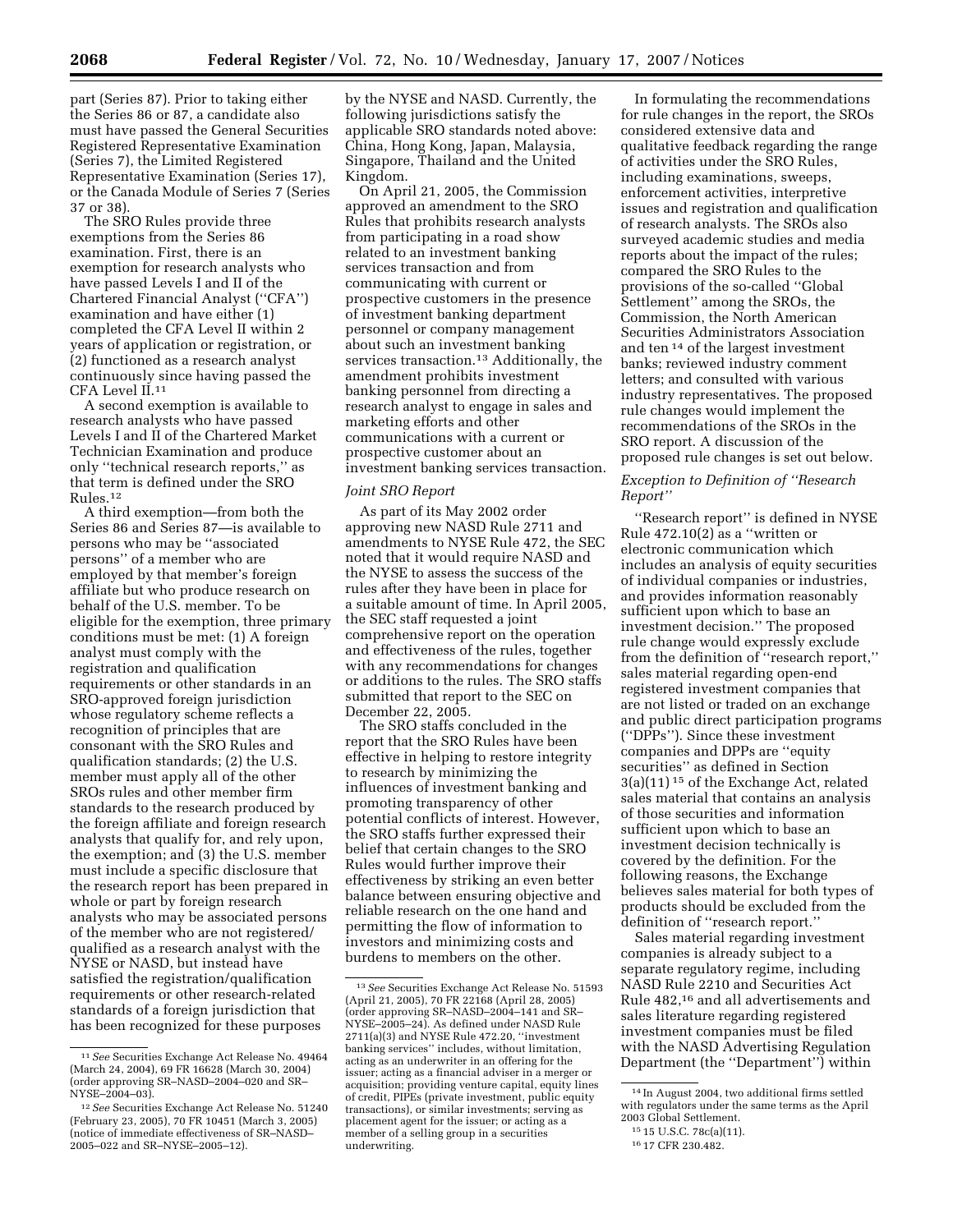part (Series 87). Prior to taking either the Series 86 or 87, a candidate also must have passed the General Securities Registered Representative Examination (Series 7), the Limited Registered Representative Examination (Series 17), or the Canada Module of Series 7 (Series 37 or 38).

The SRO Rules provide three exemptions from the Series 86 examination. First, there is an exemption for research analysts who have passed Levels I and II of the Chartered Financial Analyst (''CFA'') examination and have either (1) completed the CFA Level II within 2 years of application or registration, or (2) functioned as a research analyst continuously since having passed the CFA Level II.[11]

A second exemption is available to research analysts who have passed Levels I and II of the Chartered Market Technician Examination and produce only ''technical research reports,'' as that term is defined under the SRO Rules.[12]

A third exemption—from both the Series 86 and Series 87—is available to persons who may be ''associated persons'' of a member who are employed by that member's foreign affiliate but who produce research on behalf of the U.S. member. To be eligible for the exemption, three primary conditions must be met: (1) A foreign analyst must comply with the registration and qualification requirements or other standards in an SRO-approved foreign jurisdiction whose regulatory scheme reflects a recognition of principles that are consonant with the SRO Rules and qualification standards; (2) the U.S. member must apply all of the other SROs rules and other member firm standards to the research produced by the foreign affiliate and foreign research analysts that qualify for, and rely upon, the exemption; and (3) the U.S. member must include a specific disclosure that the research report has been prepared in whole or part by foreign research analysts who may be associated persons of the member who are not registered/qualified as a research analyst with the NYSE or NASD, but instead have satisfied the registration/qualification requirements or other research-related standards of a foreign jurisdiction that has been recognized for these purposes by the NYSE and NASD. Currently, the following jurisdictions satisfy the applicable SRO standards noted above: China, Hong Kong, Japan, Malaysia, Singapore, Thailand and the United Kingdom.

On April 21, 2005, the Commission approved an amendment to the SRO Rules that prohibits research analysts from participating in a road show related to an investment banking services transaction and from communicating with current or prospective customers in the presence of investment banking department personnel or company management about such an investment banking services transaction.[13] Additionally, the amendment prohibits investment banking personnel from directing a research analyst to engage in sales and marketing efforts and other communications with a current or prospective customer about an investment banking services transaction.

*Joint SRO Report*

As part of its May 2002 order approving new NASD Rule 2711 and amendments to NYSE Rule 472, the SEC noted that it would require NASD and the NYSE to assess the success of the rules after they have been in place for a suitable amount of time. In April 2005, the SEC staff requested a joint comprehensive report on the operation and effectiveness of the rules, together with any recommendations for changes or additions to the rules. The SRO staffs submitted that report to the SEC on December 22, 2005.

The SRO staffs concluded in the report that the SRO Rules have been effective in helping to restore integrity to research by minimizing the influences of investment banking and promoting transparency of other potential conflicts of interest. However, the SRO staffs further expressed their belief that certain changes to the SRO Rules would further improve their effectiveness by striking an even better balance between ensuring objective and reliable research on the one hand and permitting the flow of information to investors and minimizing costs and burdens to members on the other.

In formulating the recommendations for rule changes in the report, the SROs considered extensive data and qualitative feedback regarding the range of activities under the SRO Rules, including examinations, sweeps, enforcement activities, interpretive issues and registration and qualification of research analysts. The SROs also surveyed academic studies and media reports about the impact of the rules; compared the SRO Rules to the provisions of the so-called ''Global Settlement'' among the SROs, the Commission, the North American Securities Administrators Association and ten[14] of the largest investment banks; reviewed industry comment letters; and consulted with various industry representatives. The proposed rule changes would implement the recommendations of the SROs in the SRO report. A discussion of the proposed rule changes is set out below.

*Exception to Definition of ''Research Report''*

''Research report'' is defined in NYSE Rule 472.10(2) as a ''written or electronic communication which includes an analysis of equity securities of individual companies or industries, and provides information reasonably sufficient upon which to base an investment decision.'' The proposed rule change would expressly exclude from the definition of ''research report,'' sales material regarding open-end registered investment companies that are not listed or traded on an exchange and public direct participation programs (''DPPs''). Since these investment companies and DPPs are ''equity securities'' as defined in Section 3(a)(11)[15] of the Exchange Act, related sales material that contains an analysis of those securities and information sufficient upon which to base an investment decision technically is covered by the definition. For the following reasons, the Exchange believes sales material for both types of products should be excluded from the definition of ''research report.''

Sales material regarding investment companies is already subject to a separate regulatory regime, including NASD Rule 2210 and Securities Act Rule 482,[16] and all advertisements and sales literature regarding registered investment companies must be filed with the NASD Advertising Regulation Department (the ''Department'') within

---

[11] *See* Securities Exchange Act Release No. 49464 (March 24, 2004), 69 FR 16628 (March 30, 2004) (order approving SR–NASD–2004–020 and SR–NYSE–2004–03).

[12] *See* Securities Exchange Act Release No. 51240 (February 23, 2005), 70 FR 10451 (March 3, 2005) (notice of immediate effectiveness of SR–NASD–2005–022 and SR–NYSE–2005–12).

[13] *See* Securities Exchange Act Release No. 51593 (April 21, 2005), 70 FR 22168 (April 28, 2005) (order approving SR–NASD–2004–141 and SR–NYSE–2005–24). As defined under NASD Rule 2711(a)(3) and NYSE Rule 472.20, ''investment banking services'' includes, without limitation, acting as an underwriter in an offering for the issuer; acting as a financial adviser in a merger or acquisition; providing venture capital, equity lines of credit, PIPEs (private investment, public equity transactions), or similar investments; serving as placement agent for the issuer; or acting as a member of a selling group in a securities underwriting.

[14] In August 2004, two additional firms settled with regulators under the same terms as the April 2003 Global Settlement.

[15] 15 U.S.C. 78c(a)(11).

[16] 17 CFR 230.482.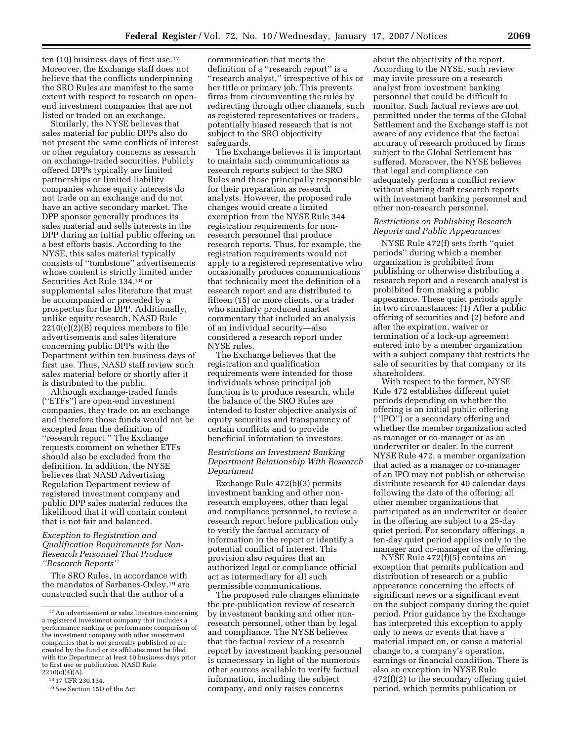ten (10) business days of first use.[17] Moreover, the Exchange staff does not believe that the conflicts underpinning the SRO Rules are manifest to the same extent with respect to research on open-end investment companies that are not listed or traded on an exchange.

Similarly, the NYSE believes that sales material for public DPPs also do not present the same conflicts of interest or other regulatory concerns as research on exchange-traded securities. Publicly offered DPPs typically are limited partnerships or limited liability companies whose equity interests do not trade on an exchange and do not have an active secondary market. The DPP sponsor generally produces its sales material and sells interests in the DPP during an initial public offering on a best efforts basis. According to the NYSE, this sales material typically consists of ''tombstone'' advertisements whose content is strictly limited under Securities Act Rule 134,[18] or supplemental sales literature that must be accompanied or preceded by a prospectus for the DPP. Additionally, unlike equity research, NASD Rule 2210(c)(2)(B) requires members to file advertisements and sales literature concerning public DPPs with the Department within ten business days of first use. Thus, NASD staff review such sales material before or shortly after it is distributed to the public.

Although exchange-traded funds (''ETFs'') are open-end investment companies, they trade on an exchange and therefore those funds would not be excepted from the definition of ''research report.'' The Exchange requests comment on whether ETFs should also be excluded from the definition. In addition, the NYSE believes that NASD Advertising Regulation Department review of registered investment company and public DPP sales material reduces the likelihood that it will contain content that is not fair and balanced.

*Exception to Registration and Qualification Requirements for Non-Research Personnel That Produce ''Research Reports''*

The SRO Rules, in accordance with the mandates of Sarbanes-Oxley,[19] are constructed such that the author of a communication that meets the definition of a ''research report'' is a ''research analyst,'' irrespective of his or her title or primary job. This prevents firms from circumventing the rules by redirecting through other channels, such as registered representatives or traders, potentially biased research that is not subject to the SRO objectivity safeguards.

The Exchange believes it is important to maintain such communications as research reports subject to the SRO Rules and those principally responsible for their preparation as research analysts. However, the proposed rule changes would create a limited exemption from the NYSE Rule 344 registration requirements for non-research personnel that produce research reports. Thus, for example, the registration requirements would not apply to a registered representative who occasionally produces communications that technically meet the definition of a research report and are distributed to fifteen (15) or more clients, or a trader who similarly produced market commentary that included an analysis of an individual security—also considered a research report under NYSE rules.

The Exchange believes that the registration and qualification requirements were intended for those individuals whose principal job function is to produce research, while the balance of the SRO Rules are intended to foster objective analysis of equity securities and transparency of certain conflicts and to provide beneficial information to investors.

*Restrictions on Investment Banking Department Relationship With Research Department*

Exchange Rule 472(b)(3) permits investment banking and other non-research employees, other than legal and compliance personnel, to review a research report before publication only to verify the factual accuracy of information in the report or identify a potential conflict of interest. This provision also requires that an authorized legal or compliance official act as intermediary for all such permissible communications.

The proposed rule changes eliminate the pre-publication review of research by investment banking and other non-research personnel, other than by legal and compliance. The NYSE believes that the factual review of a research report by investment banking personnel is unnecessary in light of the numerous other sources available to verify factual information, including the subject company, and only raises concerns about the objectivity of the report. According to the NYSE, such review may invite pressure on a research analyst from investment banking personnel that could be difficult to monitor. Such factual reviews are not permitted under the terms of the Global Settlement and the Exchange staff is not aware of any evidence that the factual accuracy of research produced by firms subject to the Global Settlement has suffered. Moreover, the NYSE believes that legal and compliance can adequately perform a conflict review without sharing draft research reports with investment banking personnel and other non-research personnel.

*Restrictions on Publishing Research Reports and Public Appearances*

NYSE Rule 472(f) sets forth ''quiet periods'' during which a member organization is prohibited from publishing or otherwise distributing a research report and a research analyst is prohibited from making a public appearance. These quiet periods apply in two circumstances: (1) After a public offering of securities and (2) before and after the expiration, waiver or termination of a lock-up agreement entered into by a member organization with a subject company that restricts the sale of securities by that company or its shareholders.

With respect to the former, NYSE Rule 472 establishes different quiet periods depending on whether the offering is an initial public offering (''IPO'') or a secondary offering and whether the member organization acted as manager or co-manager or as an underwriter or dealer. In the current NYSE Rule 472, a member organization that acted as a manager or co-manager of an IPO may not publish or otherwise distribute research for 40 calendar days following the date of the offering; all other member organizations that participated as an underwriter or dealer in the offering are subject to a 25-day quiet period. For secondary offerings, a ten-day quiet period applies only to the manager and co-manager of the offering.

NYSE Rule 472(f)(5) contains an exception that permits publication and distribution of research or a public appearance concerning the effects of significant news or a significant event on the subject company during the quiet period. Prior guidance by the Exchange has interpreted this exception to apply only to news or events that have a material impact on, or cause a material change to, a company's operation, earnings or financial condition. There is also an exception in NYSE Rule 472(f)(2) to the secondary offering quiet period, which permits publication or

---

[17] An advertisement or sales literature concerning a registered investment company that includes a performance ranking or performance comparison of the investment company with other investment companies that is not generally published or are created by the fund or its affiliates must be filed with the Department at least 10 business days prior to first use or publication. NASD Rule 2210(c)(4)(A).

[18] 17 CFR 230.134.

[19] *See* Section 15D of the Act.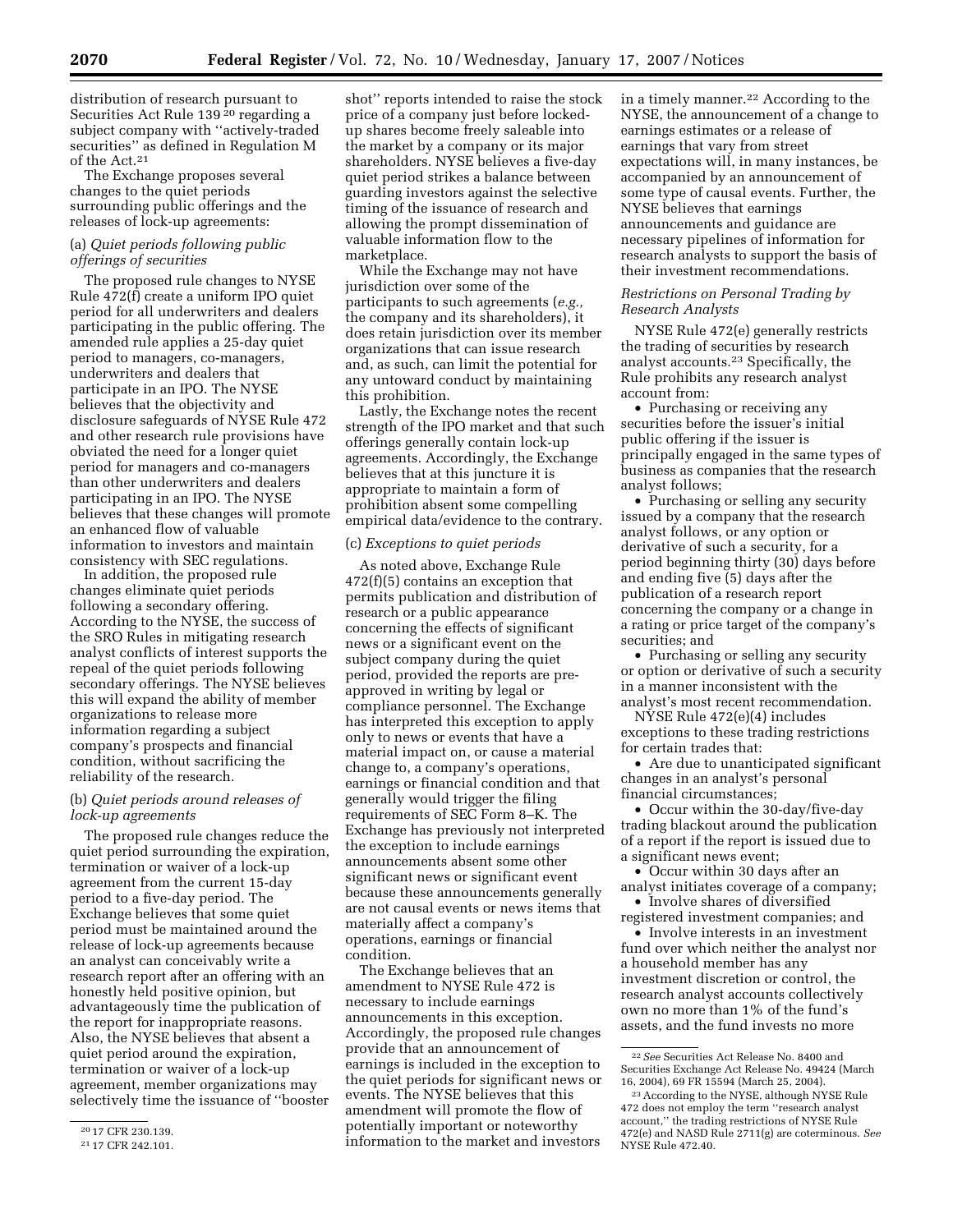distribution of research pursuant to Securities Act Rule 139 [20] regarding a subject company with ''actively-traded securities'' as defined in Regulation M of the Act.[21]

The Exchange proposes several changes to the quiet periods surrounding public offerings and the releases of lock-up agreements:

(a) *Quiet periods following public offerings of securities*

The proposed rule changes to NYSE Rule 472(f) create a uniform IPO quiet period for all underwriters and dealers participating in the public offering. The amended rule applies a 25-day quiet period to managers, co-managers, underwriters and dealers that participate in an IPO. The NYSE believes that the objectivity and disclosure safeguards of NYSE Rule 472 and other research rule provisions have obviated the need for a longer quiet period for managers and co-managers than other underwriters and dealers participating in an IPO. The NYSE believes that these changes will promote an enhanced flow of valuable information to investors and maintain consistency with SEC regulations.

In addition, the proposed rule changes eliminate quiet periods following a secondary offering. According to the NYSE, the success of the SRO Rules in mitigating research analyst conflicts of interest supports the repeal of the quiet periods following secondary offerings. The NYSE believes this will expand the ability of member organizations to release more information regarding a subject company's prospects and financial condition, without sacrificing the reliability of the research.

(b) *Quiet periods around releases of lock-up agreements*

The proposed rule changes reduce the quiet period surrounding the expiration, termination or waiver of a lock-up agreement from the current 15-day period to a five-day period. The Exchange believes that some quiet period must be maintained around the release of lock-up agreements because an analyst can conceivably write a research report after an offering with an honestly held positive opinion, but advantageously time the publication of the report for inappropriate reasons. Also, the NYSE believes that absent a quiet period around the expiration, termination or waiver of a lock-up agreement, member organizations may selectively time the issuance of ''booster shot'' reports intended to raise the stock price of a company just before locked-up shares become freely saleable into the market by a company or its major shareholders. NYSE believes a five-day quiet period strikes a balance between guarding investors against the selective timing of the issuance of research and allowing the prompt dissemination of valuable information flow to the marketplace.

While the Exchange may not have jurisdiction over some of the participants to such agreements (*e.g.,* the company and its shareholders), it does retain jurisdiction over its member organizations that can issue research and, as such, can limit the potential for any untoward conduct by maintaining this prohibition.

Lastly, the Exchange notes the recent strength of the IPO market and that such offerings generally contain lock-up agreements. Accordingly, the Exchange believes that at this juncture it is appropriate to maintain a form of prohibition absent some compelling empirical data/evidence to the contrary.

(c) *Exceptions to quiet periods*

As noted above, Exchange Rule 472(f)(5) contains an exception that permits publication and distribution of research or a public appearance concerning the effects of significant news or a significant event on the subject company during the quiet period, provided the reports are pre-approved in writing by legal or compliance personnel. The Exchange has interpreted this exception to apply only to news or events that have a material impact on, or cause a material change to, a company's operations, earnings or financial condition and that generally would trigger the filing requirements of SEC Form 8–K. The Exchange has previously not interpreted the exception to include earnings announcements absent some other significant news or significant event because these announcements generally are not causal events or news items that materially affect a company's operations, earnings or financial condition.

The Exchange believes that an amendment to NYSE Rule 472 is necessary to include earnings announcements in this exception. Accordingly, the proposed rule changes provide that an announcement of earnings is included in the exception to the quiet periods for significant news or events. The NYSE believes that this amendment will promote the flow of potentially important or noteworthy information to the market and investors in a timely manner.[22] According to the NYSE, the announcement of a change to earnings estimates or a release of earnings that vary from street expectations will, in many instances, be accompanied by an announcement of some type of causal events. Further, the NYSE believes that earnings announcements and guidance are necessary pipelines of information for research analysts to support the basis of their investment recommendations.

*Restrictions on Personal Trading by Research Analysts*

NYSE Rule 472(e) generally restricts the trading of securities by research analyst accounts.[23] Specifically, the Rule prohibits any research analyst account from:

- Purchasing or receiving any securities before the issuer's initial public offering if the issuer is principally engaged in the same types of business as companies that the research analyst follows;
- Purchasing or selling any security issued by a company that the research analyst follows, or any option or derivative of such a security, for a period beginning thirty (30) days before and ending five (5) days after the publication of a research report concerning the company or a change in a rating or price target of the company's securities; and
- Purchasing or selling any security or option or derivative of such a security in a manner inconsistent with the analyst's most recent recommendation.

NYSE Rule 472(e)(4) includes exceptions to these trading restrictions for certain trades that:

- Are due to unanticipated significant changes in an analyst's personal financial circumstances;
- Occur within the 30-day/five-day trading blackout around the publication of a report if the report is issued due to a significant news event;
- Occur within 30 days after an analyst initiates coverage of a company;
- Involve shares of diversified registered investment companies; and
- Involve interests in an investment fund over which neither the analyst nor a household member has any investment discretion or control, the research analyst accounts collectively own no more than 1% of the fund's assets, and the fund invests no more

[20] 17 CFR 230.139.

[21] 17 CFR 242.101.

[22] *See* Securities Act Release No. 8400 and Securities Exchange Act Release No. 49424 (March 16, 2004), 69 FR 15594 (March 25, 2004).

[23] According to the NYSE, although NYSE Rule 472 does not employ the term ''research analyst account,'' the trading restrictions of NYSE Rule 472(e) and NASD Rule 2711(g) are coterminous. *See* NYSE Rule 472.40.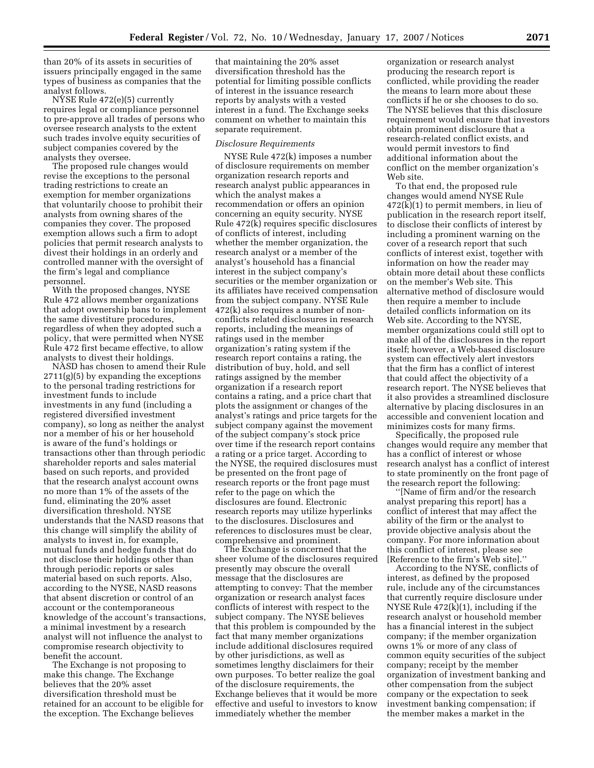than 20% of its assets in securities of issuers principally engaged in the same types of business as companies that the analyst follows.

NYSE Rule 472(e)(5) currently requires legal or compliance personnel to pre-approve all trades of persons who oversee research analysts to the extent such trades involve equity securities of subject companies covered by the analysts they oversee.

The proposed rule changes would revise the exceptions to the personal trading restrictions to create an exemption for member organizations that voluntarily choose to prohibit their analysts from owning shares of the companies they cover. The proposed exemption allows such a firm to adopt policies that permit research analysts to divest their holdings in an orderly and controlled manner with the oversight of the firm's legal and compliance personnel.

With the proposed changes, NYSE Rule 472 allows member organizations that adopt ownership bans to implement the same divestiture procedures, regardless of when they adopted such a policy, that were permitted when NYSE Rule 472 first became effective, to allow analysts to divest their holdings.

NASD has chosen to amend their Rule 2711(g)(5) by expanding the exceptions to the personal trading restrictions for investment funds to include investments in any fund (including a registered diversified investment company), so long as neither the analyst nor a member of his or her household is aware of the fund's holdings or transactions other than through periodic shareholder reports and sales material based on such reports, and provided that the research analyst account owns no more than 1% of the assets of the fund, eliminating the 20% asset diversification threshold. NYSE understands that the NASD reasons that this change will simplify the ability of analysts to invest in, for example, mutual funds and hedge funds that do not disclose their holdings other than through periodic reports or sales material based on such reports. Also, according to the NYSE, NASD reasons that absent discretion or control of an account or the contemporaneous knowledge of the account's transactions, a minimal investment by a research analyst will not influence the analyst to compromise research objectivity to benefit the account.

The Exchange is not proposing to make this change. The Exchange believes that the 20% asset diversification threshold must be retained for an account to be eligible for the exception. The Exchange believes that maintaining the 20% asset diversification threshold has the potential for limiting possible conflicts of interest in the issuance research reports by analysts with a vested interest in a fund. The Exchange seeks comment on whether to maintain this separate requirement.

*Disclosure Requirements*

NYSE Rule 472(k) imposes a number of disclosure requirements on member organization research reports and research analyst public appearances in which the analyst makes a recommendation or offers an opinion concerning an equity security. NYSE Rule 472(k) requires specific disclosures of conflicts of interest, including whether the member organization, the research analyst or a member of the analyst's household has a financial interest in the subject company's securities or the member organization or its affiliates have received compensation from the subject company. NYSE Rule 472(k) also requires a number of non-conflicts related disclosures in research reports, including the meanings of ratings used in the member organization's rating system if the research report contains a rating, the distribution of buy, hold, and sell ratings assigned by the member organization if a research report contains a rating, and a price chart that plots the assignment or changes of the analyst's ratings and price targets for the subject company against the movement of the subject company's stock price over time if the research report contains a rating or a price target. According to the NYSE, the required disclosures must be presented on the front page of research reports or the front page must refer to the page on which the disclosures are found. Electronic research reports may utilize hyperlinks to the disclosures. Disclosures and references to disclosures must be clear, comprehensive and prominent.

The Exchange is concerned that the sheer volume of the disclosures required presently may obscure the overall message that the disclosures are attempting to convey: That the member organization or research analyst faces conflicts of interest with respect to the subject company. The NYSE believes that this problem is compounded by the fact that many member organizations include additional disclosures required by other jurisdictions, as well as sometimes lengthy disclaimers for their own purposes. To better realize the goal of the disclosure requirements, the Exchange believes that it would be more effective and useful to investors to know immediately whether the member organization or research analyst producing the research report is conflicted, while providing the reader the means to learn more about these conflicts if he or she chooses to do so. The NYSE believes that this disclosure requirement would ensure that investors obtain prominent disclosure that a research-related conflict exists, and would permit investors to find additional information about the conflict on the member organization's Web site.

To that end, the proposed rule changes would amend NYSE Rule 472(k)(1) to permit members, in lieu of publication in the research report itself, to disclose their conflicts of interest by including a prominent warning on the cover of a research report that such conflicts of interest exist, together with information on how the reader may obtain more detail about these conflicts on the member's Web site. This alternative method of disclosure would then require a member to include detailed conflicts information on its Web site. According to the NYSE, member organizations could still opt to make all of the disclosures in the report itself; however, a Web-based disclosure system can effectively alert investors that the firm has a conflict of interest that could affect the objectivity of a research report. The NYSE believes that it also provides a streamlined disclosure alternative by placing disclosures in an accessible and convenient location and minimizes costs for many firms.

Specifically, the proposed rule changes would require any member that has a conflict of interest or whose research analyst has a conflict of interest to state prominently on the front page of the research report the following:

''[Name of firm and/or the research analyst preparing this report] has a conflict of interest that may affect the ability of the firm or the analyst to provide objective analysis about the company. For more information about this conflict of interest, please see [Reference to the firm's Web site].''

According to the NYSE, conflicts of interest, as defined by the proposed rule, include any of the circumstances that currently require disclosure under NYSE Rule 472(k)(1), including if the research analyst or household member has a financial interest in the subject company; if the member organization owns 1% or more of any class of common equity securities of the subject company; receipt by the member organization of investment banking and other compensation from the subject company or the expectation to seek investment banking compensation; if the member makes a market in the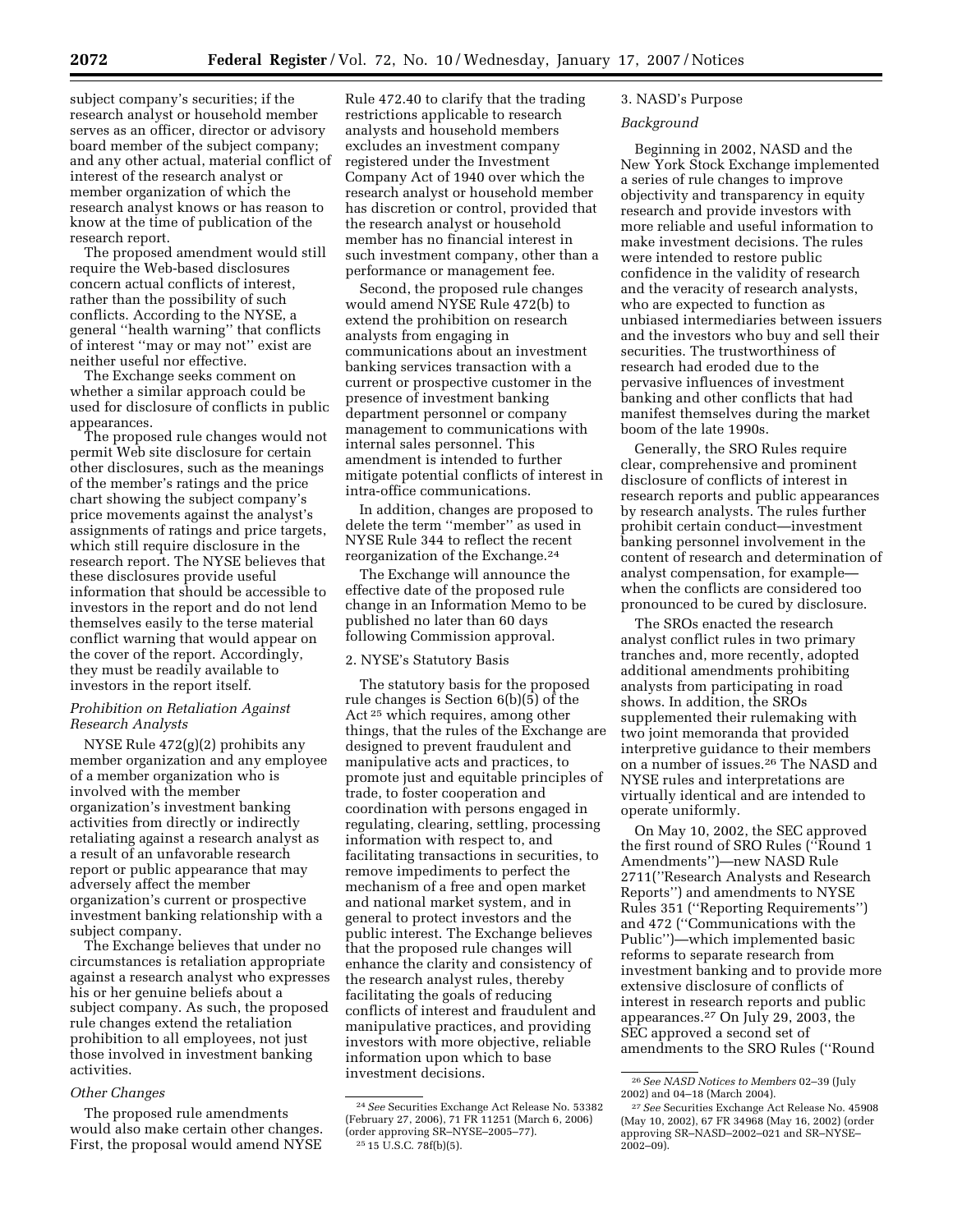subject company's securities; if the research analyst or household member serves as an officer, director or advisory board member of the subject company; and any other actual, material conflict of interest of the research analyst or member organization of which the research analyst knows or has reason to know at the time of publication of the research report.

The proposed amendment would still require the Web-based disclosures concern actual conflicts of interest, rather than the possibility of such conflicts. According to the NYSE, a general "health warning" that conflicts of interest "may or may not" exist are neither useful nor effective.

The Exchange seeks comment on whether a similar approach could be used for disclosure of conflicts in public appearances.

The proposed rule changes would not permit Web site disclosure for certain other disclosures, such as the meanings of the member's ratings and the price chart showing the subject company's price movements against the analyst's assignments of ratings and price targets, which still require disclosure in the research report. The NYSE believes that these disclosures provide useful information that should be accessible to investors in the report and do not lend themselves easily to the terse material conflict warning that would appear on the cover of the report. Accordingly, they must be readily available to investors in the report itself.

*Prohibition on Retaliation Against Research Analysts*

NYSE Rule 472(g)(2) prohibits any member organization and any employee of a member organization who is involved with the member organization's investment banking activities from directly or indirectly retaliating against a research analyst as a result of an unfavorable research report or public appearance that may adversely affect the member organization's current or prospective investment banking relationship with a subject company.

The Exchange believes that under no circumstances is retaliation appropriate against a research analyst who expresses his or her genuine beliefs about a subject company. As such, the proposed rule changes extend the retaliation prohibition to all employees, not just those involved in investment banking activities.

*Other Changes*

The proposed rule amendments would also make certain other changes. First, the proposal would amend NYSE Rule 472.40 to clarify that the trading restrictions applicable to research analysts and household members excludes an investment company registered under the Investment Company Act of 1940 over which the research analyst or household member has discretion or control, provided that the research analyst or household member has no financial interest in such investment company, other than a performance or management fee.

Second, the proposed rule changes would amend NYSE Rule 472(b) to extend the prohibition on research analysts from engaging in communications about an investment banking services transaction with a current or prospective customer in the presence of investment banking department personnel or company management to communications with internal sales personnel. This amendment is intended to further mitigate potential conflicts of interest in intra-office communications.

In addition, changes are proposed to delete the term "member" as used in NYSE Rule 344 to reflect the recent reorganization of the Exchange.[24]

The Exchange will announce the effective date of the proposed rule change in an Information Memo to be published no later than 60 days following Commission approval.

2. NYSE's Statutory Basis

The statutory basis for the proposed rule changes is Section 6(b)(5) of the Act [25] which requires, among other things, that the rules of the Exchange are designed to prevent fraudulent and manipulative acts and practices, to promote just and equitable principles of trade, to foster cooperation and coordination with persons engaged in regulating, clearing, settling, processing information with respect to, and facilitating transactions in securities, to remove impediments to perfect the mechanism of a free and open market and national market system, and in general to protect investors and the public interest. The Exchange believes that the proposed rule changes will enhance the clarity and consistency of the research analyst rules, thereby facilitating the goals of reducing conflicts of interest and fraudulent and manipulative practices, and providing investors with more objective, reliable information upon which to base investment decisions.

3. NASD's Purpose

*Background*

Beginning in 2002, NASD and the New York Stock Exchange implemented a series of rule changes to improve objectivity and transparency in equity research and provide investors with more reliable and useful information to make investment decisions. The rules were intended to restore public confidence in the validity of research and the veracity of research analysts, who are expected to function as unbiased intermediaries between issuers and the investors who buy and sell their securities. The trustworthiness of research had eroded due to the pervasive influences of investment banking and other conflicts that had manifest themselves during the market boom of the late 1990s.

Generally, the SRO Rules require clear, comprehensive and prominent disclosure of conflicts of interest in research reports and public appearances by research analysts. The rules further prohibit certain conduct—investment banking personnel involvement in the content of research and determination of analyst compensation, for example—when the conflicts are considered too pronounced to be cured by disclosure.

The SROs enacted the research analyst conflict rules in two primary tranches and, more recently, adopted additional amendments prohibiting analysts from participating in road shows. In addition, the SROs supplemented their rulemaking with two joint memoranda that provided interpretive guidance to their members on a number of issues.[26] The NASD and NYSE rules and interpretations are virtually identical and are intended to operate uniformly.

On May 10, 2002, the SEC approved the first round of SRO Rules ("Round 1 Amendments")—new NASD Rule 2711("Research Analysts and Research Reports") and amendments to NYSE Rules 351 ("Reporting Requirements") and 472 ("Communications with the Public")—which implemented basic reforms to separate research from investment banking and to provide more extensive disclosure of conflicts of interest in research reports and public appearances.[27] On July 29, 2003, the SEC approved a second set of amendments to the SRO Rules ("Round

---

[24] *See* Securities Exchange Act Release No. 53382 (February 27, 2006), 71 FR 11251 (March 6, 2006) (order approving SR–NYSE–2005–77).

[25] 15 U.S.C. 78f(b)(5).

[26] *See NASD Notices to Members* 02–39 (July 2002) and 04–18 (March 2004).

[27] *See* Securities Exchange Act Release No. 45908 (May 10, 2002), 67 FR 34968 (May 16, 2002) (order approving SR–NASD–2002–021 and SR–NYSE–2002–09).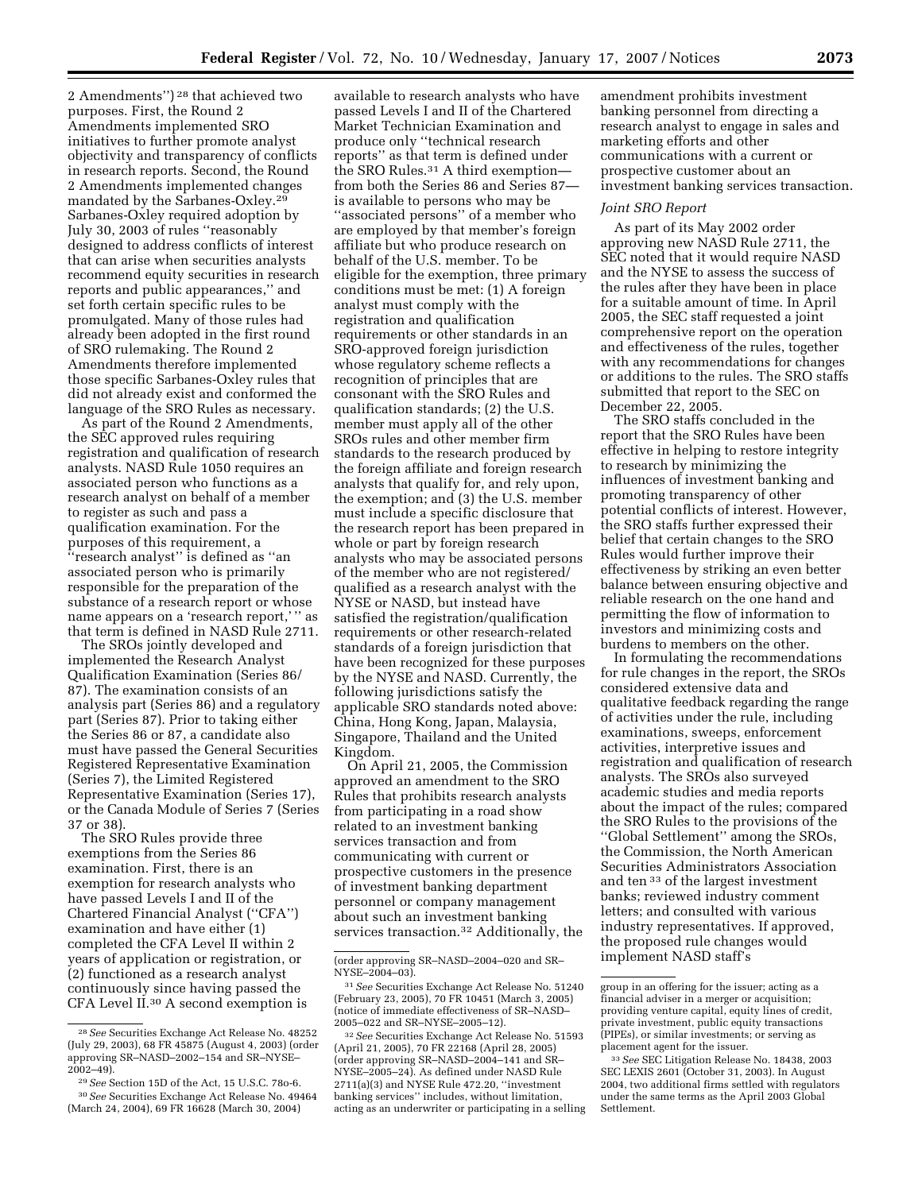2 Amendments'')[28] that achieved two purposes. First, the Round 2 Amendments implemented SRO initiatives to further promote analyst objectivity and transparency of conflicts in research reports. Second, the Round 2 Amendments implemented changes mandated by the Sarbanes-Oxley.[29] Sarbanes-Oxley required adoption by July 30, 2003 of rules ''reasonably designed to address conflicts of interest that can arise when securities analysts recommend equity securities in research reports and public appearances,'' and set forth certain specific rules to be promulgated. Many of those rules had already been adopted in the first round of SRO rulemaking. The Round 2 Amendments therefore implemented those specific Sarbanes-Oxley rules that did not already exist and conformed the language of the SRO Rules as necessary.

As part of the Round 2 Amendments, the SEC approved rules requiring registration and qualification of research analysts. NASD Rule 1050 requires an associated person who functions as a research analyst on behalf of a member to register as such and pass a qualification examination. For the purposes of this requirement, a ''research analyst'' is defined as ''an associated person who is primarily responsible for the preparation of the substance of a research report or whose name appears on a 'research report,' '' as that term is defined in NASD Rule 2711.

The SROs jointly developed and implemented the Research Analyst Qualification Examination (Series 86/87). The examination consists of an analysis part (Series 86) and a regulatory part (Series 87). Prior to taking either the Series 86 or 87, a candidate also must have passed the General Securities Registered Representative Examination (Series 7), the Limited Registered Representative Examination (Series 17), or the Canada Module of Series 7 (Series 37 or 38).

The SRO Rules provide three exemptions from the Series 86 examination. First, there is an exemption for research analysts who have passed Levels I and II of the Chartered Financial Analyst (''CFA'') examination and have either (1) completed the CFA Level II within 2 years of application or registration, or (2) functioned as a research analyst continuously since having passed the CFA Level II.[30] A second exemption is available to research analysts who have passed Levels I and II of the Chartered Market Technician Examination and produce only ''technical research reports'' as that term is defined under the SRO Rules.[31] A third exemption—from both the Series 86 and Series 87—is available to persons who may be ''associated persons'' of a member who are employed by that member's foreign affiliate but who produce research on behalf of the U.S. member. To be eligible for the exemption, three primary conditions must be met: (1) A foreign analyst must comply with the registration and qualification requirements or other standards in an SRO-approved foreign jurisdiction whose regulatory scheme reflects a recognition of principles that are consonant with the SRO Rules and qualification standards; (2) the U.S. member must apply all of the other SROs rules and other member firm standards to the research produced by the foreign affiliate and foreign research analysts that qualify for, and rely upon, the exemption; and (3) the U.S. member must include a specific disclosure that the research report has been prepared in whole or part by foreign research analysts who may be associated persons of the member who are not registered/qualified as a research analyst with the NYSE or NASD, but instead have satisfied the registration/qualification requirements or other research-related standards of a foreign jurisdiction that have been recognized for these purposes by the NYSE and NASD. Currently, the following jurisdictions satisfy the applicable SRO standards noted above: China, Hong Kong, Japan, Malaysia, Singapore, Thailand and the United Kingdom.

On April 21, 2005, the Commission approved an amendment to the SRO Rules that prohibits research analysts from participating in a road show related to an investment banking services transaction and from communicating with current or prospective customers in the presence of investment banking department personnel or company management about such an investment banking services transaction.[32] Additionally, the amendment prohibits investment banking personnel from directing a research analyst to engage in sales and marketing efforts and other communications with a current or prospective customer about an investment banking services transaction.

*Joint SRO Report*

As part of its May 2002 order approving new NASD Rule 2711, the SEC noted that it would require NASD and the NYSE to assess the success of the rules after they have been in place for a suitable amount of time. In April 2005, the SEC staff requested a joint comprehensive report on the operation and effectiveness of the rules, together with any recommendations for changes or additions to the rules. The SRO staffs submitted that report to the SEC on December 22, 2005.

The SRO staffs concluded in the report that the SRO Rules have been effective in helping to restore integrity to research by minimizing the influences of investment banking and promoting transparency of other potential conflicts of interest. However, the SRO staffs further expressed their belief that certain changes to the SRO Rules would further improve their effectiveness by striking an even better balance between ensuring objective and reliable research on the one hand and permitting the flow of information to investors and minimizing costs and burdens to members on the other.

In formulating the recommendations for rule changes in the report, the SROs considered extensive data and qualitative feedback regarding the range of activities under the rule, including examinations, sweeps, enforcement activities, interpretive issues and registration and qualification of research analysts. The SROs also surveyed academic studies and media reports about the impact of the rules; compared the SRO Rules to the provisions of the ''Global Settlement'' among the SROs, the Commission, the North American Securities Administrators Association and ten[33] of the largest investment banks; reviewed industry comment letters; and consulted with various industry representatives. If approved, the proposed rule changes would implement NASD staff's

---

[28] *See* Securities Exchange Act Release No. 48252 (July 29, 2003), 68 FR 45875 (August 4, 2003) (order approving SR–NASD–2002–154 and SR–NYSE–2002–49).

[29] *See* Section 15D of the Act, 15 U.S.C. 78o-6.

[30] *See* Securities Exchange Act Release No. 49464 (March 24, 2004), 69 FR 16628 (March 30, 2004) (order approving SR–NASD–2004–020 and SR–NYSE–2004–03).

[31] *See* Securities Exchange Act Release No. 51240 (February 23, 2005), 70 FR 10451 (March 3, 2005) (notice of immediate effectiveness of SR–NASD–2005–022 and SR–NYSE–2005–12).

[32] *See* Securities Exchange Act Release No. 51593 (April 21, 2005), 70 FR 22168 (April 28, 2005) (order approving SR–NASD–2004–141 and SR–NYSE–2005–24). As defined under NASD Rule 2711(a)(3) and NYSE Rule 472.20, ''investment banking services'' includes, without limitation, acting as an underwriter or participating in a selling group in an offering for the issuer; acting as a financial adviser in a merger or acquisition; providing venture capital, equity lines of credit, private investment, public equity transactions (PIPEs), or similar investments; or serving as placement agent for the issuer.

[33] *See* SEC Litigation Release No. 18438, 2003 SEC LEXIS 2601 (October 31, 2003). In August 2004, two additional firms settled with regulators under the same terms as the April 2003 Global Settlement.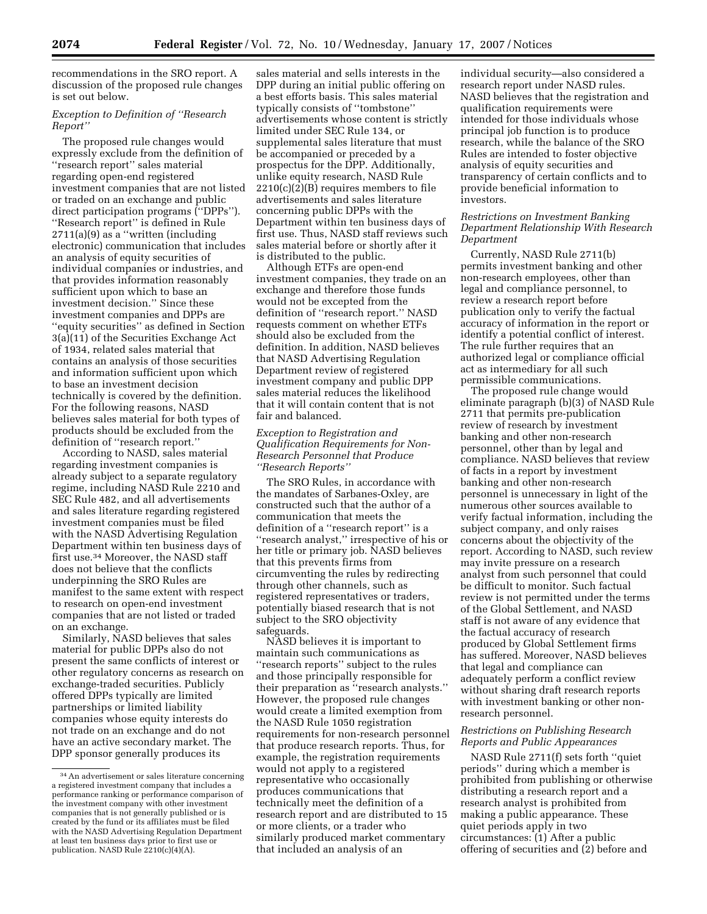recommendations in the SRO report. A discussion of the proposed rule changes is set out below.

*Exception to Definition of ''Research Report''*

The proposed rule changes would expressly exclude from the definition of ''research report'' sales material regarding open-end registered investment companies that are not listed or traded on an exchange and public direct participation programs (''DPPs''). ''Research report'' is defined in Rule 2711(a)(9) as a ''written (including electronic) communication that includes an analysis of equity securities of individual companies or industries, and that provides information reasonably sufficient upon which to base an investment decision.'' Since these investment companies and DPPs are ''equity securities'' as defined in Section 3(a)(11) of the Securities Exchange Act of 1934, related sales material that contains an analysis of those securities and information sufficient upon which to base an investment decision technically is covered by the definition. For the following reasons, NASD believes sales material for both types of products should be excluded from the definition of ''research report.''

According to NASD, sales material regarding investment companies is already subject to a separate regulatory regime, including NASD Rule 2210 and SEC Rule 482, and all advertisements and sales literature regarding registered investment companies must be filed with the NASD Advertising Regulation Department within ten business days of first use.[34] Moreover, the NASD staff does not believe that the conflicts underpinning the SRO Rules are manifest to the same extent with respect to research on open-end investment companies that are not listed or traded on an exchange.

Similarly, NASD believes that sales material for public DPPs also do not present the same conflicts of interest or other regulatory concerns as research on exchange-traded securities. Publicly offered DPPs typically are limited partnerships or limited liability companies whose equity interests do not trade on an exchange and do not have an active secondary market. The DPP sponsor generally produces its sales material and sells interests in the DPP during an initial public offering on a best efforts basis. This sales material typically consists of ''tombstone'' advertisements whose content is strictly limited under SEC Rule 134, or supplemental sales literature that must be accompanied or preceded by a prospectus for the DPP. Additionally, unlike equity research, NASD Rule 2210(c)(2)(B) requires members to file advertisements and sales literature concerning public DPPs with the Department within ten business days of first use. Thus, NASD staff reviews such sales material before or shortly after it is distributed to the public.

Although ETFs are open-end investment companies, they trade on an exchange and therefore those funds would not be excepted from the definition of ''research report.'' NASD requests comment on whether ETFs should also be excluded from the definition. In addition, NASD believes that NASD Advertising Regulation Department review of registered investment company and public DPP sales material reduces the likelihood that it will contain content that is not fair and balanced.

*Exception to Registration and Qualification Requirements for Non-Research Personnel that Produce ''Research Reports''*

The SRO Rules, in accordance with the mandates of Sarbanes-Oxley, are constructed such that the author of a communication that meets the definition of a ''research report'' is a ''research analyst,'' irrespective of his or her title or primary job. NASD believes that this prevents firms from circumventing the rules by redirecting through other channels, such as registered representatives or traders, potentially biased research that is not subject to the SRO objectivity safeguards.

NASD believes it is important to maintain such communications as ''research reports'' subject to the rules and those principally responsible for their preparation as ''research analysts.'' However, the proposed rule changes would create a limited exemption from the NASD Rule 1050 registration requirements for non-research personnel that produce research reports. Thus, for example, the registration requirements would not apply to a registered representative who occasionally produces communications that technically meet the definition of a research report and are distributed to 15 or more clients, or a trader who similarly produced market commentary that included an analysis of an individual security—also considered a research report under NASD rules. NASD believes that the registration and qualification requirements were intended for those individuals whose principal job function is to produce research, while the balance of the SRO Rules are intended to foster objective analysis of equity securities and transparency of certain conflicts and to provide beneficial information to investors.

*Restrictions on Investment Banking Department Relationship With Research Department*

Currently, NASD Rule 2711(b) permits investment banking and other non-research employees, other than legal and compliance personnel, to review a research report before publication only to verify the factual accuracy of information in the report or identify a potential conflict of interest. The rule further requires that an authorized legal or compliance official act as intermediary for all such permissible communications.

The proposed rule change would eliminate paragraph (b)(3) of NASD Rule 2711 that permits pre-publication review of research by investment banking and other non-research personnel, other than by legal and compliance. NASD believes that review of facts in a report by investment banking and other non-research personnel is unnecessary in light of the numerous other sources available to verify factual information, including the subject company, and only raises concerns about the objectivity of the report. According to NASD, such review may invite pressure on a research analyst from such personnel that could be difficult to monitor. Such factual review is not permitted under the terms of the Global Settlement, and NASD staff is not aware of any evidence that the factual accuracy of research produced by Global Settlement firms has suffered. Moreover, NASD believes that legal and compliance can adequately perform a conflict review without sharing draft research reports with investment banking or other non-research personnel.

*Restrictions on Publishing Research Reports and Public Appearances*

NASD Rule 2711(f) sets forth ''quiet periods'' during which a member is prohibited from publishing or otherwise distributing a research report and a research analyst is prohibited from making a public appearance. These quiet periods apply in two circumstances: (1) After a public offering of securities and (2) before and

[34] An advertisement or sales literature concerning a registered investment company that includes a performance ranking or performance comparison of the investment company with other investment companies that is not generally published or is created by the fund or its affiliates must be filed with the NASD Advertising Regulation Department at least ten business days prior to first use or publication. NASD Rule 2210(c)(4)(A).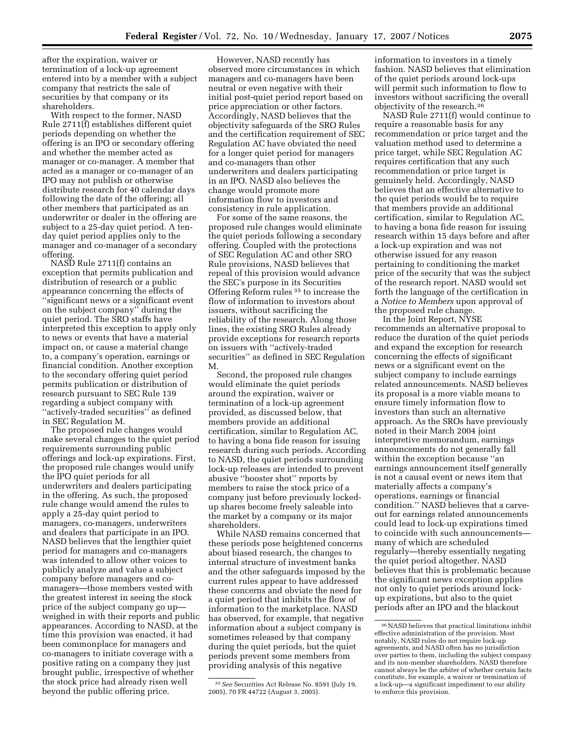after the expiration, waiver or termination of a lock-up agreement entered into by a member with a subject company that restricts the sale of securities by that company or its shareholders.

With respect to the former, NASD Rule 2711(f) establishes different quiet periods depending on whether the offering is an IPO or secondary offering and whether the member acted as manager or co-manager. A member that acted as a manager or co-manager of an IPO may not publish or otherwise distribute research for 40 calendar days following the date of the offering; all other members that participated as an underwriter or dealer in the offering are subject to a 25-day quiet period. A ten-day quiet period applies only to the manager and co-manager of a secondary offering.

NASD Rule 2711(f) contains an exception that permits publication and distribution of research or a public appearance concerning the effects of ''significant news or a significant event on the subject company'' during the quiet period. The SRO staffs have interpreted this exception to apply only to news or events that have a material impact on, or cause a material change to, a company's operation, earnings or financial condition. Another exception to the secondary offering quiet period permits publication or distribution of research pursuant to SEC Rule 139 regarding a subject company with ''actively-traded securities'' as defined in SEC Regulation M.

The proposed rule changes would make several changes to the quiet period requirements surrounding public offerings and lock-up expirations. First, the proposed rule changes would unify the IPO quiet periods for all underwriters and dealers participating in the offering. As such, the proposed rule change would amend the rules to apply a 25-day quiet period to managers, co-managers, underwriters and dealers that participate in an IPO. NASD believes that the lengthier quiet period for managers and co-managers was intended to allow other voices to publicly analyze and value a subject company before managers and co-managers—those members vested with the greatest interest in seeing the stock price of the subject company go up—weighed in with their reports and public appearances. According to NASD, at the time this provision was enacted, it had been commonplace for managers and co-managers to initiate coverage with a positive rating on a company they just brought public, irrespective of whether the stock price had already risen well beyond the public offering price.

However, NASD recently has observed more circumstances in which managers and co-managers have been neutral or even negative with their initial post-quiet period report based on price appreciation or other factors. Accordingly, NASD believes that the objectivity safeguards of the SRO Rules and the certification requirement of SEC Regulation AC have obviated the need for a longer quiet period for managers and co-managers than other underwriters and dealers participating in an IPO. NASD also believes the change would promote more information flow to investors and consistency in rule application.

For some of the same reasons, the proposed rule changes would eliminate the quiet periods following a secondary offering. Coupled with the protections of SEC Regulation AC and other SRO Rule provisions, NASD believes that repeal of this provision would advance the SEC's purpose in its Securities Offering Reform rules [35] to increase the flow of information to investors about issuers, without sacrificing the reliability of the research. Along those lines, the existing SRO Rules already provide exceptions for research reports on issuers with ''actively-traded securities'' as defined in SEC Regulation M.

Second, the proposed rule changes would eliminate the quiet periods around the expiration, waiver or termination of a lock-up agreement provided, as discussed below, that members provide an additional certification, similar to Regulation AC, to having a bona fide reason for issuing research during such periods. According to NASD, the quiet periods surrounding lock-up releases are intended to prevent abusive ''booster shot'' reports by members to raise the stock price of a company just before previously locked-up shares become freely saleable into the market by a company or its major shareholders.

While NASD remains concerned that these periods pose heightened concerns about biased research, the changes to internal structure of investment banks and the other safeguards imposed by the current rules appear to have addressed these concerns and obviate the need for a quiet period that inhibits the flow of information to the marketplace. NASD has observed, for example, that negative information about a subject company is sometimes released by that company during the quiet periods, but the quiet periods prevent some members from providing analysis of this negative information to investors in a timely fashion. NASD believes that elimination of the quiet periods around lock-ups will permit such information to flow to investors without sacrificing the overall objectivity of the research.[36]

NASD Rule 2711(f) would continue to require a reasonable basis for any recommendation or price target and the valuation method used to determine a price target, while SEC Regulation AC requires certification that any such recommendation or price target is genuinely held. Accordingly, NASD believes that an effective alternative to the quiet periods would be to require that members provide an additional certification, similar to Regulation AC, to having a bona fide reason for issuing research within 15 days before and after a lock-up expiration and was not otherwise issued for any reason pertaining to conditioning the market price of the security that was the subject of the research report. NASD would set forth the language of the certification in a *Notice to Members* upon approval of the proposed rule change.

In the Joint Report, NYSE recommends an alternative proposal to reduce the duration of the quiet periods and expand the exception for research concerning the effects of significant news or a significant event on the subject company to include earnings related announcements. NASD believes its proposal is a more viable means to ensure timely information flow to investors than such an alternative approach. As the SROs have previously noted in their March 2004 joint interpretive memorandum, earnings announcements do not generally fall within the exception because ''an earnings announcement itself generally is not a causal event or news item that materially affects a company's operations, earnings or financial condition.'' NASD believes that a carve-out for earnings related announcements could lead to lock-up expirations timed to coincide with such announcements—many of which are scheduled regularly—thereby essentially negating the quiet period altogether. NASD believes that this is problematic because the significant news exception applies not only to quiet periods around lock-up expirations, but also to the quiet periods after an IPO and the blackout

---

[35] *See* Securities Act Release No. 8591 (July 19, 2005), 70 FR 44722 (August 3, 2005).

[36] NASD believes that practical limitations inhibit effective administration of the provision. Most notably, NASD rules do not require lock-up agreements, and NASD often has no jurisdiction over parties to them, including the subject company and its non-member shareholders. NASD therefore cannot always be the arbiter of whether certain facts constitute, for example, a waiver or termination of a lock-up—a significant impediment to our ability to enforce this provision.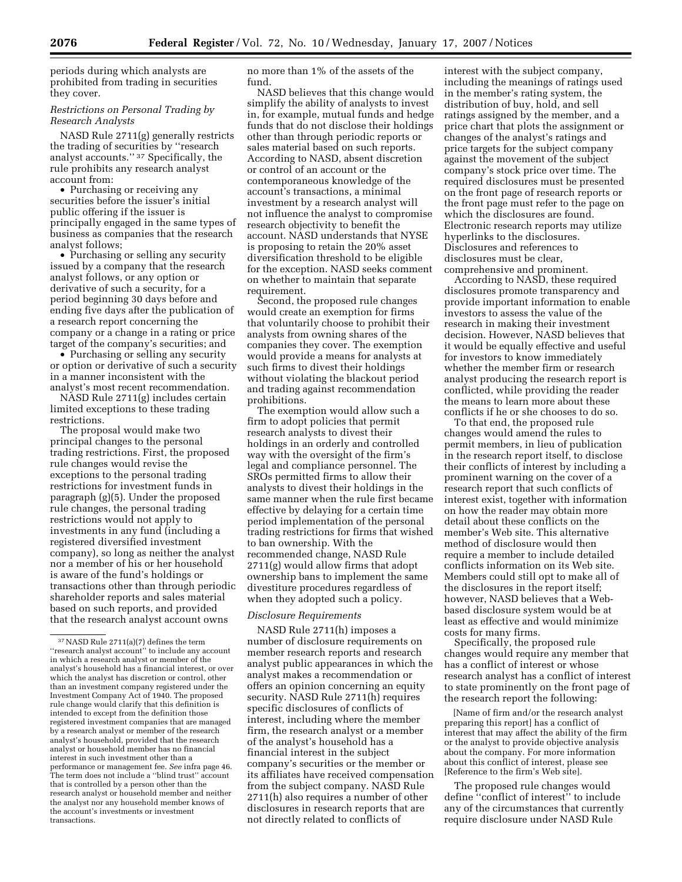periods during which analysts are prohibited from trading in securities they cover.

*Restrictions on Personal Trading by Research Analysts*

NASD Rule 2711(g) generally restricts the trading of securities by ''research analyst accounts.'' [37] Specifically, the rule prohibits any research analyst account from:

- Purchasing or receiving any securities before the issuer's initial public offering if the issuer is principally engaged in the same types of business as companies that the research analyst follows;
- Purchasing or selling any security issued by a company that the research analyst follows, or any option or derivative of such a security, for a period beginning 30 days before and ending five days after the publication of a research report concerning the company or a change in a rating or price target of the company's securities; and
- Purchasing or selling any security or option or derivative of such a security in a manner inconsistent with the analyst's most recent recommendation.

NASD Rule 2711(g) includes certain limited exceptions to these trading restrictions.

The proposal would make two principal changes to the personal trading restrictions. First, the proposed rule changes would revise the exceptions to the personal trading restrictions for investment funds in paragraph (g)(5). Under the proposed rule changes, the personal trading restrictions would not apply to investments in any fund (including a registered diversified investment company), so long as neither the analyst nor a member of his or her household is aware of the fund's holdings or transactions other than through periodic shareholder reports and sales material based on such reports, and provided that the research analyst account owns no more than 1% of the assets of the fund.

NASD believes that this change would simplify the ability of analysts to invest in, for example, mutual funds and hedge funds that do not disclose their holdings other than through periodic reports or sales material based on such reports. According to NASD, absent discretion or control of an account or the contemporaneous knowledge of the account's transactions, a minimal investment by a research analyst will not influence the analyst to compromise research objectivity to benefit the account. NASD understands that NYSE is proposing to retain the 20% asset diversification threshold to be eligible for the exception. NASD seeks comment on whether to maintain that separate requirement.

Second, the proposed rule changes would create an exemption for firms that voluntarily choose to prohibit their analysts from owning shares of the companies they cover. The exemption would provide a means for analysts at such firms to divest their holdings without violating the blackout period and trading against recommendation prohibitions.

The exemption would allow such a firm to adopt policies that permit research analysts to divest their holdings in an orderly and controlled way with the oversight of the firm's legal and compliance personnel. The SROs permitted firms to allow their analysts to divest their holdings in the same manner when the rule first became effective by delaying for a certain time period implementation of the personal trading restrictions for firms that wished to ban ownership. With the recommended change, NASD Rule 2711(g) would allow firms that adopt ownership bans to implement the same divestiture procedures regardless of when they adopted such a policy.

*Disclosure Requirements*

NASD Rule 2711(h) imposes a number of disclosure requirements on member research reports and research analyst public appearances in which the analyst makes a recommendation or offers an opinion concerning an equity security. NASD Rule 2711(h) requires specific disclosures of conflicts of interest, including where the member firm, the research analyst or a member of the analyst's household has a financial interest in the subject company's securities or the member or its affiliates have received compensation from the subject company. NASD Rule 2711(h) also requires a number of other disclosures in research reports that are not directly related to conflicts of interest with the subject company, including the meanings of ratings used in the member's rating system, the distribution of buy, hold, and sell ratings assigned by the member, and a price chart that plots the assignment or changes of the analyst's ratings and price targets for the subject company against the movement of the subject company's stock price over time. The required disclosures must be presented on the front page of research reports or the front page must refer to the page on which the disclosures are found. Electronic research reports may utilize hyperlinks to the disclosures. Disclosures and references to disclosures must be clear, comprehensive and prominent.

According to NASD, these required disclosures promote transparency and provide important information to enable investors to assess the value of the research in making their investment decision. However, NASD believes that it would be equally effective and useful for investors to know immediately whether the member firm or research analyst producing the research report is conflicted, while providing the reader the means to learn more about these conflicts if he or she chooses to do so.

To that end, the proposed rule changes would amend the rules to permit members, in lieu of publication in the research report itself, to disclose their conflicts of interest by including a prominent warning on the cover of a research report that such conflicts of interest exist, together with information on how the reader may obtain more detail about these conflicts on the member's Web site. This alternative method of disclosure would then require a member to include detailed conflicts information on its Web site. Members could still opt to make all of the disclosures in the report itself; however, NASD believes that a Web-based disclosure system would be at least as effective and would minimize costs for many firms.

Specifically, the proposed rule changes would require any member that has a conflict of interest or whose research analyst has a conflict of interest to state prominently on the front page of the research report the following:

> [Name of firm and/or the research analyst preparing this report] has a conflict of interest that may affect the ability of the firm or the analyst to provide objective analysis about the company. For more information about this conflict of interest, please see [Reference to the firm's Web site].

The proposed rule changes would define ''conflict of interest'' to include any of the circumstances that currently require disclosure under NASD Rule

---

[37] NASD Rule 2711(a)(7) defines the term ''research analyst account'' to include any account in which a research analyst or member of the analyst's household has a financial interest, or over which the analyst has discretion or control, other than an investment company registered under the Investment Company Act of 1940. The proposed rule change would clarify that this definition is intended to except from the definition those registered investment companies that are managed by a research analyst or member of the research analyst's household, provided that the research analyst or household member has no financial interest in such investment other than a performance or management fee. *See* infra page 46. The term does not include a ''blind trust'' account that is controlled by a person other than the research analyst or household member and neither the analyst nor any household member knows of the account's investments or investment transactions.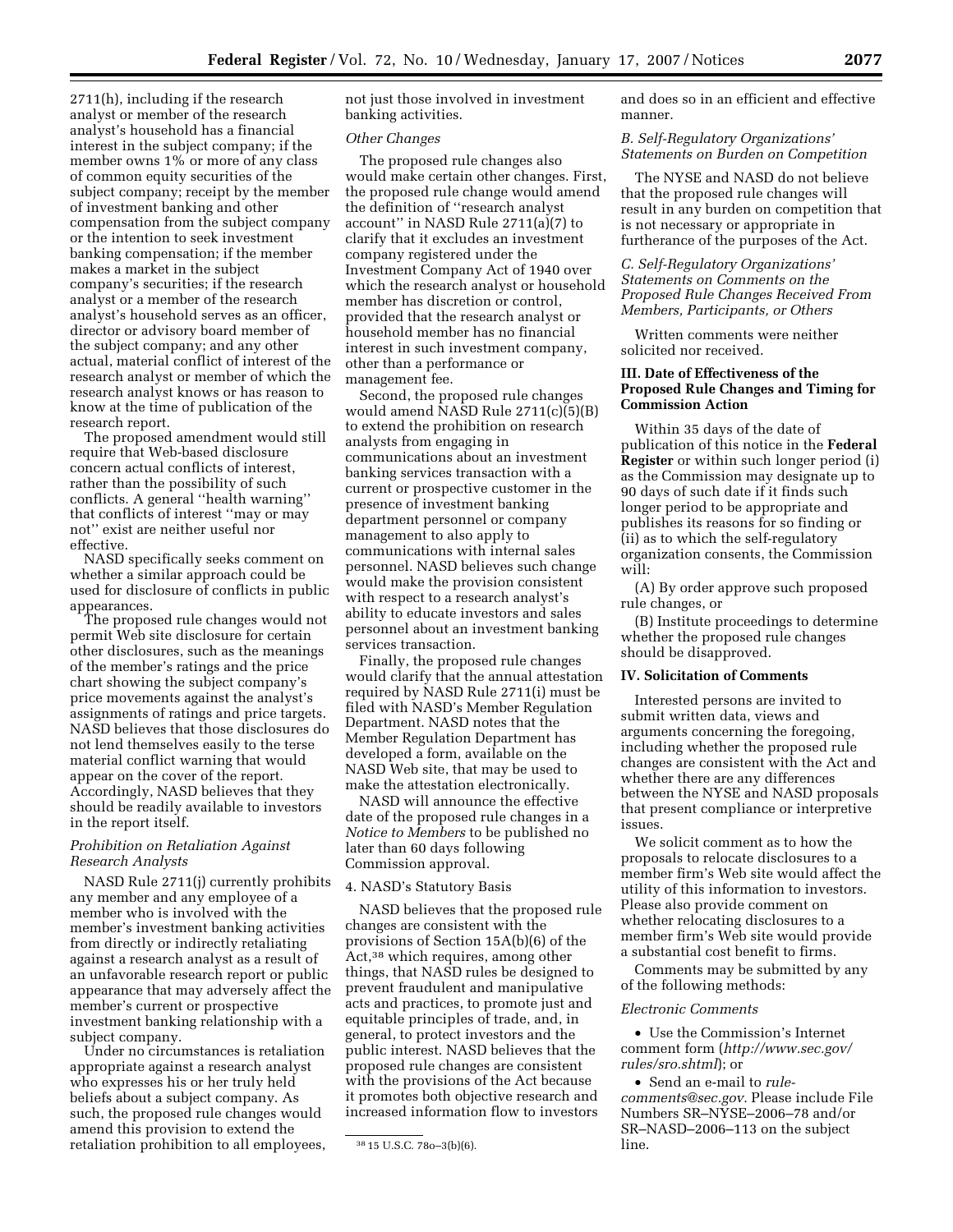2711(h), including if the research analyst or member of the research analyst's household has a financial interest in the subject company; if the member owns 1% or more of any class of common equity securities of the subject company; receipt by the member of investment banking and other compensation from the subject company or the intention to seek investment banking compensation; if the member makes a market in the subject company's securities; if the research analyst or a member of the research analyst's household serves as an officer, director or advisory board member of the subject company; and any other actual, material conflict of interest of the research analyst or member of which the research analyst knows or has reason to know at the time of publication of the research report.

The proposed amendment would still require that Web-based disclosure concern actual conflicts of interest, rather than the possibility of such conflicts. A general ''health warning'' that conflicts of interest ''may or may not'' exist are neither useful nor effective.

NASD specifically seeks comment on whether a similar approach could be used for disclosure of conflicts in public appearances.

The proposed rule changes would not permit Web site disclosure for certain other disclosures, such as the meanings of the member's ratings and the price chart showing the subject company's price movements against the analyst's assignments of ratings and price targets. NASD believes that those disclosures do not lend themselves easily to the terse material conflict warning that would appear on the cover of the report. Accordingly, NASD believes that they should be readily available to investors in the report itself.

*Prohibition on Retaliation Against Research Analysts*

NASD Rule 2711(j) currently prohibits any member and any employee of a member who is involved with the member's investment banking activities from directly or indirectly retaliating against a research analyst as a result of an unfavorable research report or public appearance that may adversely affect the member's current or prospective investment banking relationship with a subject company.

Under no circumstances is retaliation appropriate against a research analyst who expresses his or her truly held beliefs about a subject company. As such, the proposed rule changes would amend this provision to extend the retaliation prohibition to all employees, not just those involved in investment banking activities.

*Other Changes*

The proposed rule changes also would make certain other changes. First, the proposed rule change would amend the definition of ''research analyst account'' in NASD Rule 2711(a)(7) to clarify that it excludes an investment company registered under the Investment Company Act of 1940 over which the research analyst or household member has discretion or control, provided that the research analyst or household member has no financial interest in such investment company, other than a performance or management fee.

Second, the proposed rule changes would amend NASD Rule 2711(c)(5)(B) to extend the prohibition on research analysts from engaging in communications about an investment banking services transaction with a current or prospective customer in the presence of investment banking department personnel or company management to also apply to communications with internal sales personnel. NASD believes such change would make the provision consistent with respect to a research analyst's ability to educate investors and sales personnel about an investment banking services transaction.

Finally, the proposed rule changes would clarify that the annual attestation required by NASD Rule 2711(i) must be filed with NASD's Member Regulation Department. NASD notes that the Member Regulation Department has developed a form, available on the NASD Web site, that may be used to make the attestation electronically.

NASD will announce the effective date of the proposed rule changes in a *Notice to Members* to be published no later than 60 days following Commission approval.

4. NASD's Statutory Basis

NASD believes that the proposed rule changes are consistent with the provisions of Section 15A(b)(6) of the Act,[38] which requires, among other things, that NASD rules be designed to prevent fraudulent and manipulative acts and practices, to promote just and equitable principles of trade, and, in general, to protect investors and the public interest. NASD believes that the proposed rule changes are consistent with the provisions of the Act because it promotes both objective research and increased information flow to investors and does so in an efficient and effective manner.

[38] 15 U.S.C. 78o–3(b)(6).

*B. Self-Regulatory Organizations' Statements on Burden on Competition*

The NYSE and NASD do not believe that the proposed rule changes will result in any burden on competition that is not necessary or appropriate in furtherance of the purposes of the Act.

*C. Self-Regulatory Organizations' Statements on Comments on the Proposed Rule Changes Received From Members, Participants, or Others*

Written comments were neither solicited nor received.

**III. Date of Effectiveness of the Proposed Rule Changes and Timing for Commission Action**

Within 35 days of the date of publication of this notice in the **Federal Register** or within such longer period (i) as the Commission may designate up to 90 days of such date if it finds such longer period to be appropriate and publishes its reasons for so finding or (ii) as to which the self-regulatory organization consents, the Commission will:

(A) By order approve such proposed rule changes, or

(B) Institute proceedings to determine whether the proposed rule changes should be disapproved.

**IV. Solicitation of Comments**

Interested persons are invited to submit written data, views and arguments concerning the foregoing, including whether the proposed rule changes are consistent with the Act and whether there are any differences between the NYSE and NASD proposals that present compliance or interpretive issues.

We solicit comment as to how the proposals to relocate disclosures to a member firm's Web site would affect the utility of this information to investors. Please also provide comment on whether relocating disclosures to a member firm's Web site would provide a substantial cost benefit to firms.

Comments may be submitted by any of the following methods:

*Electronic Comments*

- Use the Commission's Internet comment form (*http://www.sec.gov/rules/sro.shtml*); or
- Send an e-mail to *rule-comments@sec.gov*. Please include File Numbers SR–NYSE–2006–78 and/or SR–NASD–2006–113 on the subject line.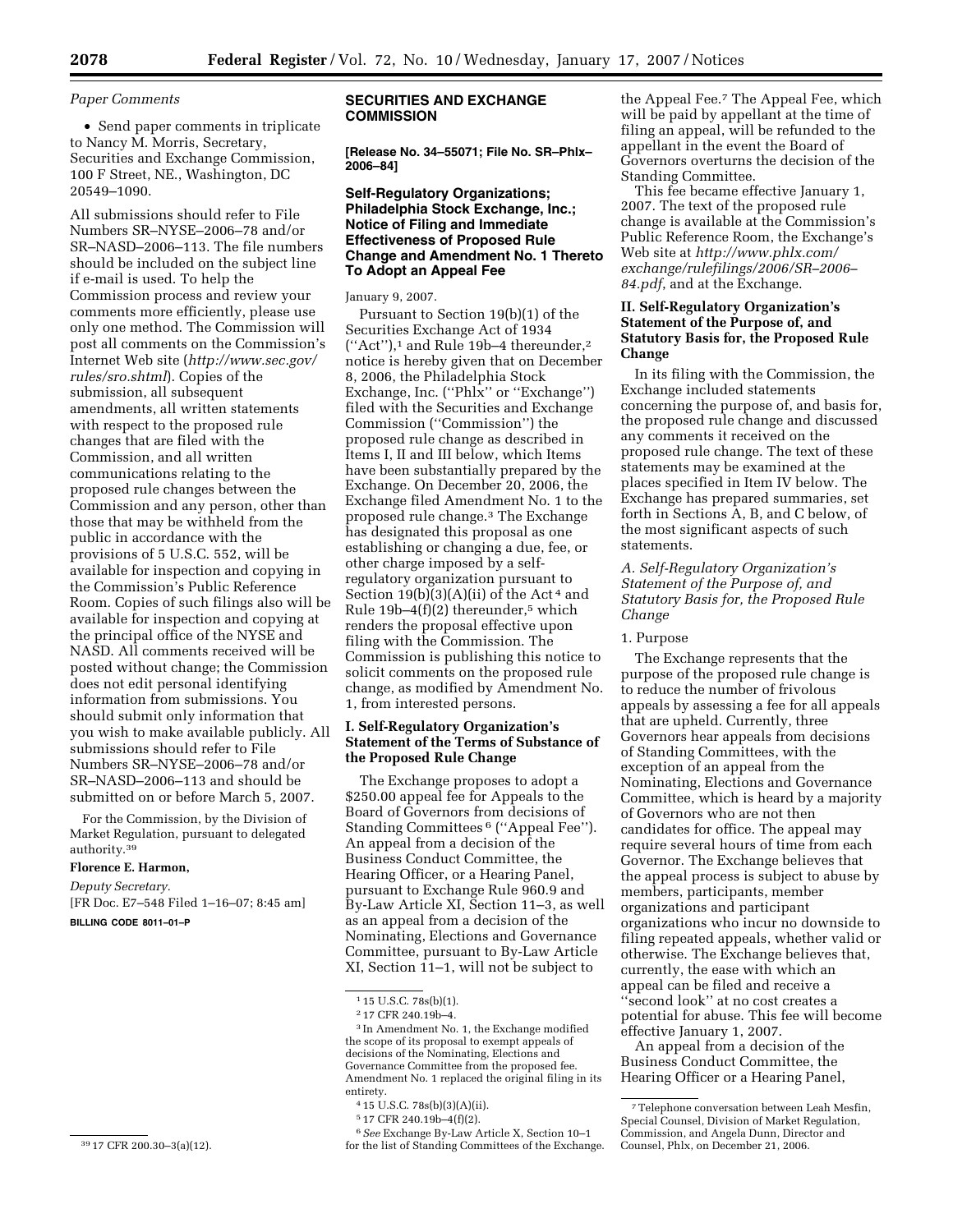*Paper Comments*

• Send paper comments in triplicate to Nancy M. Morris, Secretary, Securities and Exchange Commission, 100 F Street, NE., Washington, DC 20549–1090.

All submissions should refer to File Numbers SR–NYSE–2006–78 and/or SR–NASD–2006–113. The file numbers should be included on the subject line if e-mail is used. To help the Commission process and review your comments more efficiently, please use only one method. The Commission will post all comments on the Commission's Internet Web site (*http://www.sec.gov/rules/sro.shtml*). Copies of the submission, all subsequent amendments, all written statements with respect to the proposed rule changes that are filed with the Commission, and all written communications relating to the proposed rule changes between the Commission and any person, other than those that may be withheld from the public in accordance with the provisions of 5 U.S.C. 552, will be available for inspection and copying in the Commission's Public Reference Room. Copies of such filings also will be available for inspection and copying at the principal office of the NYSE and NASD. All comments received will be posted without change; the Commission does not edit personal identifying information from submissions. You should submit only information that you wish to make available publicly. All submissions should refer to File Numbers SR–NYSE–2006–78 and/or SR–NASD–2006–113 and should be submitted on or before March 5, 2007.

For the Commission, by the Division of Market Regulation, pursuant to delegated authority.[39]

**Florence E. Harmon,**

*Deputy Secretary.*

[FR Doc. E7–548 Filed 1–16–07; 8:45 am]

**BILLING CODE 8011–01–P**

[39] 17 CFR 200.30–3(a)(12).

## SECURITIES AND EXCHANGE COMMISSION

**[Release No. 34–55071; File No. SR–Phlx–2006–84]**

## Self-Regulatory Organizations; Philadelphia Stock Exchange, Inc.; Notice of Filing and Immediate Effectiveness of Proposed Rule Change and Amendment No. 1 Thereto To Adopt an Appeal Fee

January 9, 2007.

Pursuant to Section 19(b)(1) of the Securities Exchange Act of 1934 (''Act''),[1] and Rule 19b–4 thereunder,[2] notice is hereby given that on December 8, 2006, the Philadelphia Stock Exchange, Inc. (''Phlx'' or ''Exchange'') filed with the Securities and Exchange Commission (''Commission'') the proposed rule change as described in Items I, II and III below, which Items have been substantially prepared by the Exchange. On December 20, 2006, the Exchange filed Amendment No. 1 to the proposed rule change.[3] The Exchange has designated this proposal as one establishing or changing a due, fee, or other charge imposed by a self-regulatory organization pursuant to Section 19(b)(3)(A)(ii) of the Act[4] and Rule 19b–4(f)(2) thereunder,[5] which renders the proposal effective upon filing with the Commission. The Commission is publishing this notice to solicit comments on the proposed rule change, as modified by Amendment No. 1, from interested persons.

### I. Self-Regulatory Organization's Statement of the Terms of Substance of the Proposed Rule Change

The Exchange proposes to adopt a $250.00 appeal fee for Appeals to the Board of Governors from decisions of Standing Committees[6] (''Appeal Fee''). An appeal from a decision of the Business Conduct Committee, the Hearing Officer, or a Hearing Panel, pursuant to Exchange Rule 960.9 and By-Law Article XI, Section 11–3, as well as an appeal from a decision of the Nominating, Elections and Governance Committee, pursuant to By-Law Article XI, Section 11–1, will not be subject to the Appeal Fee.[7] The Appeal Fee, which will be paid by appellant at the time of filing an appeal, will be refunded to the appellant in the event the Board of Governors overturns the decision of the Standing Committee.

This fee became effective January 1, 2007. The text of the proposed rule change is available at the Commission's Public Reference Room, the Exchange's Web site at *http://www.phlx.com/exchange/rulefilings/2006/SR–2006–84.pdf*, and at the Exchange.

### II. Self-Regulatory Organization's Statement of the Purpose of, and Statutory Basis for, the Proposed Rule Change

In its filing with the Commission, the Exchange included statements concerning the purpose of, and basis for, the proposed rule change and discussed any comments it received on the proposed rule change. The text of these statements may be examined at the places specified in Item IV below. The Exchange has prepared summaries, set forth in Sections A, B, and C below, of the most significant aspects of such statements.

*A. Self-Regulatory Organization's Statement of the Purpose of, and Statutory Basis for, the Proposed Rule Change*

1. Purpose

The Exchange represents that the purpose of the proposed rule change is to reduce the number of frivolous appeals by assessing a fee for all appeals that are upheld. Currently, three Governors hear appeals from decisions of Standing Committees, with the exception of an appeal from the Nominating, Elections and Governance Committee, which is heard by a majority of Governors who are not then candidates for office. The appeal may require several hours of time from each Governor. The Exchange believes that the appeal process is subject to abuse by members, participants, member organizations and participant organizations who incur no downside to filing repeated appeals, whether valid or otherwise. The Exchange believes that, currently, the ease with which an appeal can be filed and receive a ''second look'' at no cost creates a potential for abuse. This fee will become effective January 1, 2007.

An appeal from a decision of the Business Conduct Committee, the Hearing Officer or a Hearing Panel,

[1] 15 U.S.C. 78s(b)(1).

[2] 17 CFR 240.19b–4.

[3] In Amendment No. 1, the Exchange modified the scope of its proposal to exempt appeals of decisions of the Nominating, Elections and Governance Committee from the proposed fee. Amendment No. 1 replaced the original filing in its entirety.

[4] 15 U.S.C. 78s(b)(3)(A)(ii).

[5] 17 CFR 240.19b–4(f)(2).

[6] *See* Exchange By-Law Article X, Section 10–1 for the list of Standing Committees of the Exchange.

[7] Telephone conversation between Leah Mesfin, Special Counsel, Division of Market Regulation, Commission, and Angela Dunn, Director and Counsel, Phlx, on December 21, 2006.